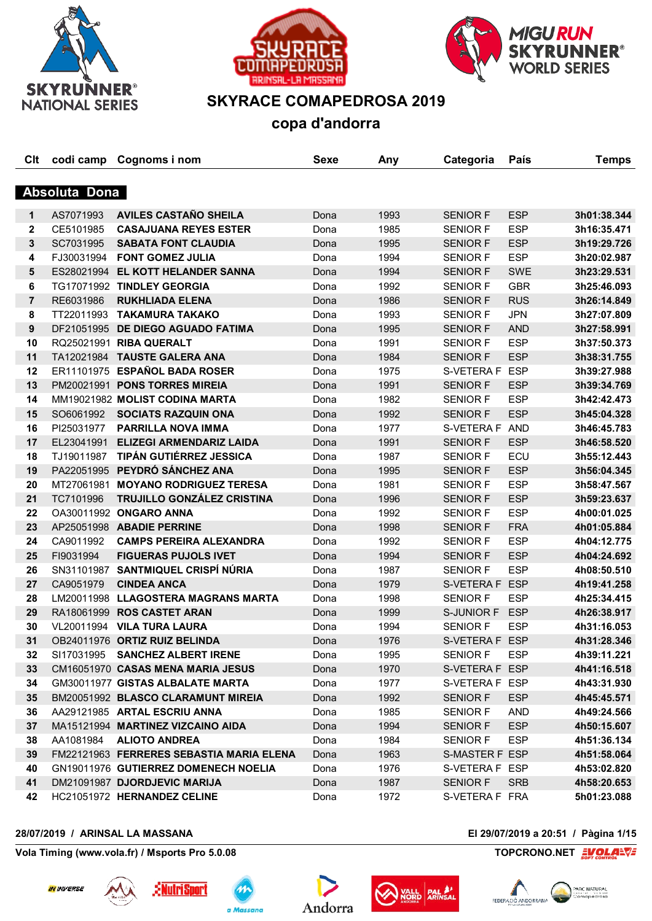# SKYRACE COMAPEDROSA 2019

## copa d'andorra

### Absoluta Dona

| Clt | codi camp | Cognoms i nom | Sexe | Any | Categoria | País | Temps |
|---|---|---|---|---|---|---|---|
| 1 | AS7071993 | **AVILES CASTAÑO SHEILA** | Dona | 1993 | SENIOR F | ESP | **3h01:38.344** |
| 2 | CE5101985 | **CASAJUANA REYES ESTER** | Dona | 1985 | SENIOR F | ESP | **3h16:35.471** |
| 3 | SC7031995 | **SABATA FONT CLAUDIA** | Dona | 1995 | SENIOR F | ESP | **3h19:29.726** |
| 4 | FJ30031994 | **FONT GOMEZ JULIA** | Dona | 1994 | SENIOR F | ESP | **3h20:02.987** |
| 5 | ES28021994 | **EL KOTT HELANDER SANNA** | Dona | 1994 | SENIOR F | SWE | **3h23:29.531** |
| 6 | TG17071992 | **TINDLEY GEORGIA** | Dona | 1992 | SENIOR F | GBR | **3h25:46.093** |
| 7 | RE6031986 | **RUKHLIADA ELENA** | Dona | 1986 | SENIOR F | RUS | **3h26:14.849** |
| 8 | TT22011993 | **TAKAMURA TAKAKO** | Dona | 1993 | SENIOR F | JPN | **3h27:07.809** |
| 9 | DF21051995 | **DE DIEGO AGUADO FATIMA** | Dona | 1995 | SENIOR F | AND | **3h27:58.991** |
| 10 | RQ25021991 | **RIBA QUERALT** | Dona | 1991 | SENIOR F | ESP | **3h37:50.373** |
| 11 | TA12021984 | **TAUSTE GALERA ANA** | Dona | 1984 | SENIOR F | ESP | **3h38:31.755** |
| 12 | ER11101975 | **ESPAÑOL BADA ROSER** | Dona | 1975 | S-VETERA F | ESP | **3h39:27.988** |
| 13 | PM20021991 | **PONS TORRES MIREIA** | Dona | 1991 | SENIOR F | ESP | **3h39:34.769** |
| 14 | MM19021982 | **MOLIST CODINA MARTA** | Dona | 1982 | SENIOR F | ESP | **3h42:42.473** |
| 15 | SO6061992 | **SOCIATS RAZQUIN ONA** | Dona | 1992 | SENIOR F | ESP | **3h45:04.328** |
| 16 | PI25031977 | **PARRILLA NOVA IMMA** | Dona | 1977 | S-VETERA F | AND | **3h46:45.783** |
| 17 | EL23041991 | **ELIZEGI ARMENDARIZ LAIDA** | Dona | 1991 | SENIOR F | ESP | **3h46:58.520** |
| 18 | TJ19011987 | **TIPÁN GUTIÉRREZ JESSICA** | Dona | 1987 | SENIOR F | ECU | **3h55:12.443** |
| 19 | PA22051995 | **PEYDRÓ SÁNCHEZ ANA** | Dona | 1995 | SENIOR F | ESP | **3h56:04.345** |
| 20 | MT27061981 | **MOYANO RODRIGUEZ TERESA** | Dona | 1981 | SENIOR F | ESP | **3h58:47.567** |
| 21 | TC7101996 | **TRUJILLO GONZÁLEZ CRISTINA** | Dona | 1996 | SENIOR F | ESP | **3h59:23.637** |
| 22 | OA30011992 | **ONGARO ANNA** | Dona | 1992 | SENIOR F | ESP | **4h00:01.025** |
| 23 | AP25051998 | **ABADIE PERRINE** | Dona | 1998 | SENIOR F | FRA | **4h01:05.884** |
| 24 | CA9011992 | **CAMPS PEREIRA ALEXANDRA** | Dona | 1992 | SENIOR F | ESP | **4h04:12.775** |
| 25 | FI9031994 | **FIGUERAS PUJOLS IVET** | Dona | 1994 | SENIOR F | ESP | **4h04:24.692** |
| 26 | SN31101987 | **SANTMIQUEL CRISPÍ NÚRIA** | Dona | 1987 | SENIOR F | ESP | **4h08:50.510** |
| 27 | CA9051979 | **CINDEA ANCA** | Dona | 1979 | S-VETERA F | ESP | **4h19:41.258** |
| 28 | LM20011998 | **LLAGOSTERA MAGRANS MARTA** | Dona | 1998 | SENIOR F | ESP | **4h25:34.415** |
| 29 | RA18061999 | **ROS CASTET ARAN** | Dona | 1999 | S-JUNIOR F | ESP | **4h26:38.917** |
| 30 | VL20011994 | **VILA TURA LAURA** | Dona | 1994 | SENIOR F | ESP | **4h31:16.053** |
| 31 | OB24011976 | **ORTIZ RUIZ BELINDA** | Dona | 1976 | S-VETERA F | ESP | **4h31:28.346** |
| 32 | SI17031995 | **SANCHEZ ALBERT IRENE** | Dona | 1995 | SENIOR F | ESP | **4h39:11.221** |
| 33 | CM16051970 | **CASAS MENA MARIA JESUS** | Dona | 1970 | S-VETERA F | ESP | **4h41:16.518** |
| 34 | GM30011977 | **GISTAS ALBALATE MARTA** | Dona | 1977 | S-VETERA F | ESP | **4h43:31.930** |
| 35 | BM20051992 | **BLASCO CLARAMUNT MIREIA** | Dona | 1992 | SENIOR F | ESP | **4h45:45.571** |
| 36 | AA29121985 | **ARTAL ESCRIU ANNA** | Dona | 1985 | SENIOR F | AND | **4h49:24.566** |
| 37 | MA15121994 | **MARTINEZ VIZCAINO AIDA** | Dona | 1994 | SENIOR F | ESP | **4h50:15.607** |
| 38 | AA1081984 | **ALIOTO ANDREA** | Dona | 1984 | SENIOR F | ESP | **4h51:36.134** |
| 39 | FM22121963 | **FERRERES SEBASTIA MARIA ELENA** | Dona | 1963 | S-MASTER F | ESP | **4h51:58.064** |
| 40 | GN19011976 | **GUTIERREZ DOMENECH NOELIA** | Dona | 1976 | S-VETERA F | ESP | **4h53:02.820** |
| 41 | DM21091987 | **DJORDJEVIC MARIJA** | Dona | 1987 | SENIOR F | SRB | **4h58:20.653** |
| 42 | HC21051972 | **HERNANDEZ CELINE** | Dona | 1972 | S-VETERA F | FRA | **5h01:23.088** |

**28/07/2019 / ARINSAL LA MASSANA** **El 29/07/2019 a 20:51**

**Vola Timing (www.vola.fr) / Msports Pro 5.0.08** **TOPCRONO.NET**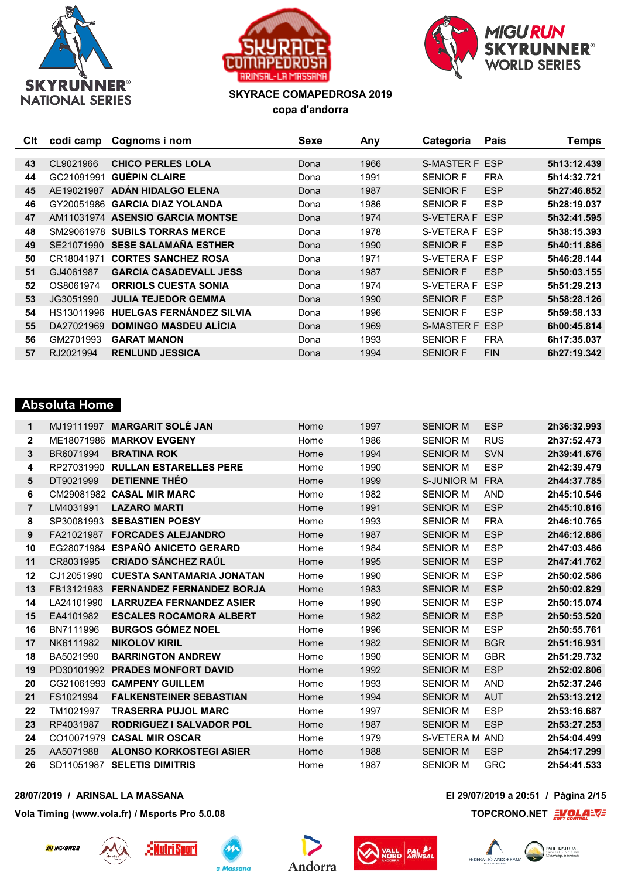# SKYRACE COMAPEDROSA 2019

copa d'andorra

| Clt | codi camp | Cognoms i nom | Sexe | Any | Categoria | País | Temps |
|---|---|---|---|---|---|---|---|
| 43 | CL9021966 | **CHICO PERLES LOLA** | Dona | 1966 | S-MASTER F | ESP | **5h13:12.439** |
| 44 | GC21091991 | **GUÉPIN CLAIRE** | Dona | 1991 | SENIOR F | FRA | **5h14:32.721** |
| 45 | AE19021987 | **ADÁN HIDALGO ELENA** | Dona | 1987 | SENIOR F | ESP | **5h27:46.852** |
| 46 | GY20051986 | **GARCIA DIAZ YOLANDA** | Dona | 1986 | SENIOR F | ESP | **5h28:19.037** |
| 47 | AM11031974 | **ASENSIO GARCIA MONTSE** | Dona | 1974 | S-VETERA F | ESP | **5h32:41.595** |
| 48 | SM29061978 | **SUBILS TORRAS MERCE** | Dona | 1978 | S-VETERA F | ESP | **5h38:15.393** |
| 49 | SE21071990 | **SESE SALAMAÑA ESTHER** | Dona | 1990 | SENIOR F | ESP | **5h40:11.886** |
| 50 | CR18041971 | **CORTES SANCHEZ ROSA** | Dona | 1971 | S-VETERA F | ESP | **5h46:28.144** |
| 51 | GJ4061987 | **GARCIA CASADEVALL JESS** | Dona | 1987 | SENIOR F | ESP | **5h50:03.155** |
| 52 | OS8061974 | **ORRIOLS CUESTA SONIA** | Dona | 1974 | S-VETERA F | ESP | **5h51:29.213** |
| 53 | JG3051990 | **JULIA TEJEDOR GEMMA** | Dona | 1990 | SENIOR F | ESP | **5h58:28.126** |
| 54 | HS13011996 | **HUELGAS FERNÁNDEZ SILVIA** | Dona | 1996 | SENIOR F | ESP | **5h59:58.133** |
| 55 | DA27021969 | **DOMINGO MASDEU ALÍCIA** | Dona | 1969 | S-MASTER F | ESP | **6h00:45.814** |
| 56 | GM2701993 | **GARAT MANON** | Dona | 1993 | SENIOR F | FRA | **6h17:35.037** |
| 57 | RJ2021994 | **RENLUND JESSICA** | Dona | 1994 | SENIOR F | FIN | **6h27:19.342** |

## Absoluta Home

| Clt | codi camp | Cognoms i nom | Sexe | Any | Categoria | País | Temps |
|---|---|---|---|---|---|---|---|
| 1 | MJ19111997 | **MARGARIT SOLÉ JAN** | Home | 1997 | SENIOR M | ESP | **2h36:32.993** |
| 2 | ME18071986 | **MARKOV EVGENY** | Home | 1986 | SENIOR M | RUS | **2h37:52.473** |
| 3 | BR6071994 | **BRATINA ROK** | Home | 1994 | SENIOR M | SVN | **2h39:41.676** |
| 4 | RP27031990 | **RULLAN ESTARELLES PERE** | Home | 1990 | SENIOR M | ESP | **2h42:39.479** |
| 5 | DT9021999 | **DETIENNE THÉO** | Home | 1999 | S-JUNIOR M | FRA | **2h44:37.785** |
| 6 | CM29081982 | **CASAL MIR MARC** | Home | 1982 | SENIOR M | AND | **2h45:10.546** |
| 7 | LM4031991 | **LAZARO MARTI** | Home | 1991 | SENIOR M | ESP | **2h45:10.816** |
| 8 | SP30081993 | **SEBASTIEN POESY** | Home | 1993 | SENIOR M | FRA | **2h46:10.765** |
| 9 | FA21021987 | **FORCADES ALEJANDRO** | Home | 1987 | SENIOR M | ESP | **2h46:12.886** |
| 10 | EG28071984 | **ESPAÑÓ ANICETO GERARD** | Home | 1984 | SENIOR M | ESP | **2h47:03.486** |
| 11 | CR8031995 | **CRIADO SÁNCHEZ RAÚL** | Home | 1995 | SENIOR M | ESP | **2h47:41.762** |
| 12 | CJ12051990 | **CUESTA SANTAMARIA JONATAN** | Home | 1990 | SENIOR M | ESP | **2h50:02.586** |
| 13 | FB13121983 | **FERNANDEZ FERNANDEZ BORJA** | Home | 1983 | SENIOR M | ESP | **2h50:02.829** |
| 14 | LA24101990 | **LARRUZEA FERNANDEZ ASIER** | Home | 1990 | SENIOR M | ESP | **2h50:15.074** |
| 15 | EA4101982 | **ESCALES ROCAMORA ALBERT** | Home | 1982 | SENIOR M | ESP | **2h50:53.520** |
| 16 | BN7111996 | **BURGOS GÓMEZ NOEL** | Home | 1996 | SENIOR M | ESP | **2h50:55.761** |
| 17 | NK6111982 | **NIKOLOV KIRIL** | Home | 1982 | SENIOR M | BGR | **2h51:16.931** |
| 18 | BA5021990 | **BARRINGTON ANDREW** | Home | 1990 | SENIOR M | GBR | **2h51:29.732** |
| 19 | PD30101992 | **PRADES MONFORT DAVID** | Home | 1992 | SENIOR M | ESP | **2h52:02.806** |
| 20 | CG21061993 | **CAMPENY GUILLEM** | Home | 1993 | SENIOR M | AND | **2h52:37.246** |
| 21 | FS1021994 | **FALKENSTEINER SEBASTIAN** | Home | 1994 | SENIOR M | AUT | **2h53:13.212** |
| 22 | TM1021997 | **TRASERRA PUJOL MARC** | Home | 1997 | SENIOR M | ESP | **2h53:16.687** |
| 23 | RP4031987 | **RODRIGUEZ I SALVADOR POL** | Home | 1987 | SENIOR M | ESP | **2h53:27.253** |
| 24 | CO10071979 | **CASAL MIR OSCAR** | Home | 1979 | S-VETERA M | AND | **2h54:04.499** |
| 25 | AA5071988 | **ALONSO KORKOSTEGI ASIER** | Home | 1988 | SENIOR M | ESP | **2h54:17.299** |
| 26 | SD11051987 | **SELETIS DIMITRIS** | Home | 1987 | SENIOR M | GRC | **2h54:41.533** |

**28/07/2019 / ARINSAL LA MASSANA** **El 29/07/2019 a 20:51**

**Vola Timing (www.vola.fr) / Msports Pro 5.0.08** **TOPCRONO.NET**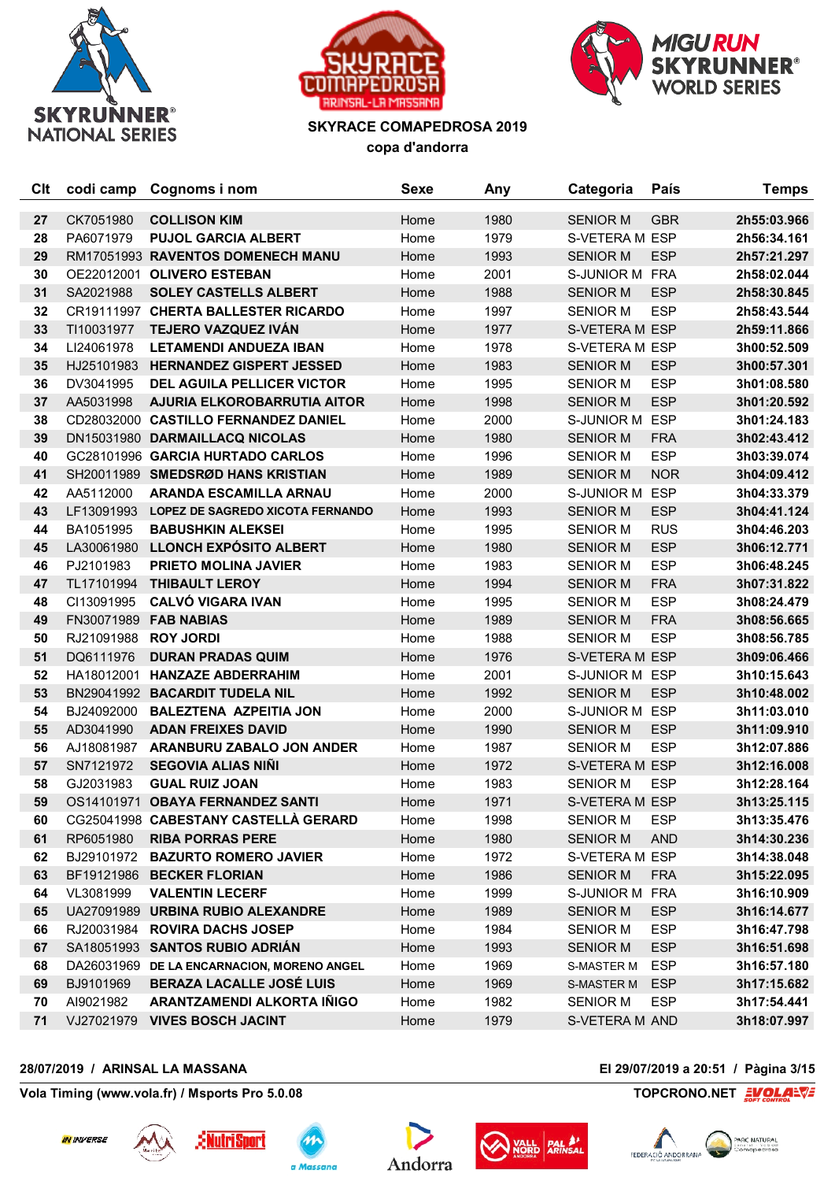**SKYRACE COMAPEDROSA 2019**

**copa d'andorra**

| Clt | codi camp | Cognoms i nom | Sexe | Any | Categoria | País | Temps |
|---|---|---|---|---|---|---|---|
| 27 | CK7051980 | COLLISON KIM | Home | 1980 | SENIOR M | GBR | 2h55:03.966 |
| 28 | PA6071979 | PUJOL GARCIA ALBERT | Home | 1979 | S-VETERA M | ESP | 2h56:34.161 |
| 29 | RM17051993 | RAVENTOS DOMENECH MANU | Home | 1993 | SENIOR M | ESP | 2h57:21.297 |
| 30 | OE22012001 | OLIVERO ESTEBAN | Home | 2001 | S-JUNIOR M | FRA | 2h58:02.044 |
| 31 | SA2021988 | SOLEY CASTELLS ALBERT | Home | 1988 | SENIOR M | ESP | 2h58:30.845 |
| 32 | CR19111997 | CHERTA BALLESTER RICARDO | Home | 1997 | SENIOR M | ESP | 2h58:43.544 |
| 33 | TI10031977 | TEJERO VAZQUEZ IVÁN | Home | 1977 | S-VETERA M | ESP | 2h59:11.866 |
| 34 | LI24061978 | LETAMENDI ANDUEZA IBAN | Home | 1978 | S-VETERA M | ESP | 3h00:52.509 |
| 35 | HJ25101983 | HERNANDEZ GISPERT JESSED | Home | 1983 | SENIOR M | ESP | 3h00:57.301 |
| 36 | DV3041995 | DEL AGUILA PELLICER VICTOR | Home | 1995 | SENIOR M | ESP | 3h01:08.580 |
| 37 | AA5031998 | AJURIA ELKOROBARRUTIA AITOR | Home | 1998 | SENIOR M | ESP | 3h01:20.592 |
| 38 | CD28032000 | CASTILLO FERNANDEZ DANIEL | Home | 2000 | S-JUNIOR M | ESP | 3h01:24.183 |
| 39 | DN15031980 | DARMAILLACQ NICOLAS | Home | 1980 | SENIOR M | FRA | 3h02:43.412 |
| 40 | GC28101996 | GARCIA HURTADO CARLOS | Home | 1996 | SENIOR M | ESP | 3h03:39.074 |
| 41 | SH20011989 | SMEDSRØD HANS KRISTIAN | Home | 1989 | SENIOR M | NOR | 3h04:09.412 |
| 42 | AA5112000 | ARANDA ESCAMILLA ARNAU | Home | 2000 | S-JUNIOR M | ESP | 3h04:33.379 |
| 43 | LF13091993 | LOPEZ DE SAGREDO XICOTA FERNANDO | Home | 1993 | SENIOR M | ESP | 3h04:41.124 |
| 44 | BA1051995 | BABUSHKIN ALEKSEI | Home | 1995 | SENIOR M | RUS | 3h04:46.203 |
| 45 | LA30061980 | LLONCH EXPÓSITO ALBERT | Home | 1980 | SENIOR M | ESP | 3h06:12.771 |
| 46 | PJ2101983 | PRIETO MOLINA JAVIER | Home | 1983 | SENIOR M | ESP | 3h06:48.245 |
| 47 | TL17101994 | THIBAULT LEROY | Home | 1994 | SENIOR M | FRA | 3h07:31.822 |
| 48 | CI13091995 | CALVÓ VIGARA IVAN | Home | 1995 | SENIOR M | ESP | 3h08:24.479 |
| 49 | FN30071989 | FAB NABIAS | Home | 1989 | SENIOR M | FRA | 3h08:56.665 |
| 50 | RJ21091988 | ROY JORDI | Home | 1988 | SENIOR M | ESP | 3h08:56.785 |
| 51 | DQ6111976 | DURAN PRADAS QUIM | Home | 1976 | S-VETERA M | ESP | 3h09:06.466 |
| 52 | HA18012001 | HANZAZE ABDERRAHIM | Home | 2001 | S-JUNIOR M | ESP | 3h10:15.643 |
| 53 | BN29041992 | BACARDIT TUDELA NIL | Home | 1992 | SENIOR M | ESP | 3h10:48.002 |
| 54 | BJ24092000 | BALEZTENA AZPEITIA JON | Home | 2000 | S-JUNIOR M | ESP | 3h11:03.010 |
| 55 | AD3041990 | ADAN FREIXES DAVID | Home | 1990 | SENIOR M | ESP | 3h11:09.910 |
| 56 | AJ18081987 | ARANBURU ZABALO JON ANDER | Home | 1987 | SENIOR M | ESP | 3h12:07.886 |
| 57 | SN7121972 | SEGOVIA ALIAS NIÑI | Home | 1972 | S-VETERA M | ESP | 3h12:16.008 |
| 58 | GJ2031983 | GUAL RUIZ JOAN | Home | 1983 | SENIOR M | ESP | 3h12:28.164 |
| 59 | OS14101971 | OBAYA FERNANDEZ SANTI | Home | 1971 | S-VETERA M | ESP | 3h13:25.115 |
| 60 | CG25041998 | CABESTANY CASTELLÀ GERARD | Home | 1998 | SENIOR M | ESP | 3h13:35.476 |
| 61 | RP6051980 | RIBA PORRAS PERE | Home | 1980 | SENIOR M | AND | 3h14:30.236 |
| 62 | BJ29101972 | BAZURTO ROMERO JAVIER | Home | 1972 | S-VETERA M | ESP | 3h14:38.048 |
| 63 | BF19121986 | BECKER FLORIAN | Home | 1986 | SENIOR M | FRA | 3h15:22.095 |
| 64 | VL3081999 | VALENTIN LECERF | Home | 1999 | S-JUNIOR M | FRA | 3h16:10.909 |
| 65 | UA27091989 | URBINA RUBIO ALEXANDRE | Home | 1989 | SENIOR M | ESP | 3h16:14.677 |
| 66 | RJ20031984 | ROVIRA DACHS JOSEP | Home | 1984 | SENIOR M | ESP | 3h16:47.798 |
| 67 | SA18051993 | SANTOS RUBIO ADRIÁN | Home | 1993 | SENIOR M | ESP | 3h16:51.698 |
| 68 | DA26031969 | DE LA ENCARNACION, MORENO ANGEL | Home | 1969 | S-MASTER M | ESP | 3h16:57.180 |
| 69 | BJ9101969 | BERAZA LACALLE JOSÉ LUIS | Home | 1969 | S-MASTER M | ESP | 3h17:15.682 |
| 70 | AI9021982 | ARANTZAMENDI ALKORTA IÑIGO | Home | 1982 | SENIOR M | ESP | 3h17:54.441 |
| 71 | VJ27021979 | VIVES BOSCH JACINT | Home | 1979 | S-VETERA M | AND | 3h18:07.997 |

28/07/2019 / ARINSAL LA MASSANA — El 29/07/2019 a 20:51

Vola Timing (www.vola.fr) / Msports Pro 5.0.08 — TOPCRONO.NET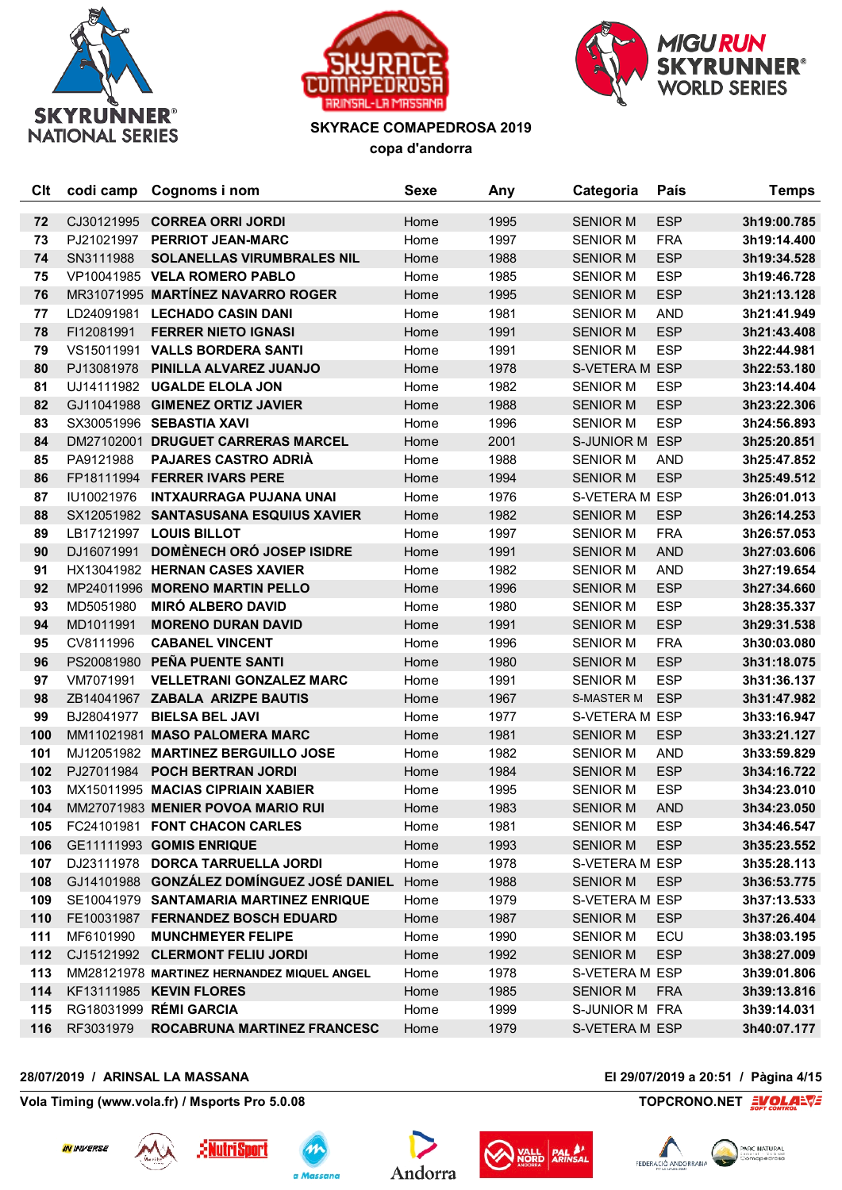**SKYRACE COMAPEDROSA 2019**

**copa d'andorra**

| Clt | codi camp | Cognoms i nom | Sexe | Any | Categoria | País | Temps |
|---|---|---|---|---|---|---|---|
| 72 | CJ30121995 | CORREA ORRI JORDI | Home | 1995 | SENIOR M | ESP | 3h19:00.785 |
| 73 | PJ21021997 | PERRIOT JEAN-MARC | Home | 1997 | SENIOR M | FRA | 3h19:14.400 |
| 74 | SN3111988 | SOLANELLAS VIRUMBRALES NIL | Home | 1988 | SENIOR M | ESP | 3h19:34.528 |
| 75 | VP10041985 | VELA ROMERO PABLO | Home | 1985 | SENIOR M | ESP | 3h19:46.728 |
| 76 | MR31071995 | MARTÍNEZ NAVARRO ROGER | Home | 1995 | SENIOR M | ESP | 3h21:13.128 |
| 77 | LD24091981 | LECHADO CASIN DANI | Home | 1981 | SENIOR M | AND | 3h21:41.949 |
| 78 | FI12081991 | FERRER NIETO IGNASI | Home | 1991 | SENIOR M | ESP | 3h21:43.408 |
| 79 | VS15011991 | VALLS BORDERA SANTI | Home | 1991 | SENIOR M | ESP | 3h22:44.981 |
| 80 | PJ13081978 | PINILLA ALVAREZ JUANJO | Home | 1978 | S-VETERA M | ESP | 3h22:53.180 |
| 81 | UJ14111982 | UGALDE ELOLA JON | Home | 1982 | SENIOR M | ESP | 3h23:14.404 |
| 82 | GJ11041988 | GIMENEZ ORTIZ JAVIER | Home | 1988 | SENIOR M | ESP | 3h23:22.306 |
| 83 | SX30051996 | SEBASTIA XAVI | Home | 1996 | SENIOR M | ESP | 3h24:56.893 |
| 84 | DM27102001 | DRUGUET CARRERAS MARCEL | Home | 2001 | S-JUNIOR M | ESP | 3h25:20.851 |
| 85 | PA9121988 | PAJARES CASTRO ADRIÀ | Home | 1988 | SENIOR M | AND | 3h25:47.852 |
| 86 | FP18111994 | FERRER IVARS PERE | Home | 1994 | SENIOR M | ESP | 3h25:49.512 |
| 87 | IU10021976 | INTXAURRAGA PUJANA UNAI | Home | 1976 | S-VETERA M | ESP | 3h26:01.013 |
| 88 | SX12051982 | SANTASUSANA ESQUIUS XAVIER | Home | 1982 | SENIOR M | ESP | 3h26:14.253 |
| 89 | LB17121997 | LOUIS BILLOT | Home | 1997 | SENIOR M | FRA | 3h26:57.053 |
| 90 | DJ16071991 | DOMÈNECH ORÓ JOSEP ISIDRE | Home | 1991 | SENIOR M | AND | 3h27:03.606 |
| 91 | HX13041982 | HERNAN CASES XAVIER | Home | 1982 | SENIOR M | AND | 3h27:19.654 |
| 92 | MP24011996 | MORENO MARTIN PELLO | Home | 1996 | SENIOR M | ESP | 3h27:34.660 |
| 93 | MD5051980 | MIRÓ ALBERO DAVID | Home | 1980 | SENIOR M | ESP | 3h28:35.337 |
| 94 | MD1011991 | MORENO DURAN DAVID | Home | 1991 | SENIOR M | ESP | 3h29:31.538 |
| 95 | CV8111996 | CABANEL VINCENT | Home | 1996 | SENIOR M | FRA | 3h30:03.080 |
| 96 | PS20081980 | PEÑA PUENTE SANTI | Home | 1980 | SENIOR M | ESP | 3h31:18.075 |
| 97 | VM7071991 | VELLETRANI GONZALEZ MARC | Home | 1991 | SENIOR M | ESP | 3h31:36.137 |
| 98 | ZB14041967 | ZABALA ARIZPE BAUTIS | Home | 1967 | S-MASTER M | ESP | 3h31:47.982 |
| 99 | BJ28041977 | BIELSA BEL JAVI | Home | 1977 | S-VETERA M | ESP | 3h33:16.947 |
| 100 | MM11021981 | MASO PALOMERA MARC | Home | 1981 | SENIOR M | ESP | 3h33:21.127 |
| 101 | MJ12051982 | MARTINEZ BERGUILLO JOSE | Home | 1982 | SENIOR M | AND | 3h33:59.829 |
| 102 | PJ27011984 | POCH BERTRAN JORDI | Home | 1984 | SENIOR M | ESP | 3h34:16.722 |
| 103 | MX15011995 | MACIAS CIPRIAIN XABIER | Home | 1995 | SENIOR M | ESP | 3h34:23.010 |
| 104 | MM27071983 | MENIER POVOA MARIO RUI | Home | 1983 | SENIOR M | AND | 3h34:23.050 |
| 105 | FC24101981 | FONT CHACON CARLES | Home | 1981 | SENIOR M | ESP | 3h34:46.547 |
| 106 | GE11111993 | GOMIS ENRIQUE | Home | 1993 | SENIOR M | ESP | 3h35:23.552 |
| 107 | DJ23111978 | DORCA TARRUELLA JORDI | Home | 1978 | S-VETERA M | ESP | 3h35:28.113 |
| 108 | GJ14101988 | GONZÁLEZ DOMÍNGUEZ JOSÉ DANIEL | Home | 1988 | SENIOR M | ESP | 3h36:53.775 |
| 109 | SE10041979 | SANTAMARIA MARTINEZ ENRIQUE | Home | 1979 | S-VETERA M | ESP | 3h37:13.533 |
| 110 | FE10031987 | FERNANDEZ BOSCH EDUARD | Home | 1987 | SENIOR M | ESP | 3h37:26.404 |
| 111 | MF6101990 | MUNCHMEYER FELIPE | Home | 1990 | SENIOR M | ECU | 3h38:03.195 |
| 112 | CJ15121992 | CLERMONT FELIU JORDI | Home | 1992 | SENIOR M | ESP | 3h38:27.009 |
| 113 | MM28121978 | MARTINEZ HERNANDEZ MIQUEL ANGEL | Home | 1978 | S-VETERA M | ESP | 3h39:01.806 |
| 114 | KF13111985 | KEVIN FLORES | Home | 1985 | SENIOR M | FRA | 3h39:13.816 |
| 115 | RG18031999 | RÉMI GARCIA | Home | 1999 | S-JUNIOR M | FRA | 3h39:14.031 |
| 116 | RF3031979 | ROCABRUNA MARTINEZ FRANCESC | Home | 1979 | S-VETERA M | ESP | 3h40:07.177 |

**28/07/2019 / ARINSAL LA MASSANA** — **El 29/07/2019 a 20:51 / Pàgina 4/15**

**Vola Timing (www.vola.fr) / Msports Pro 5.0.08** — **TOPCRONO.NET**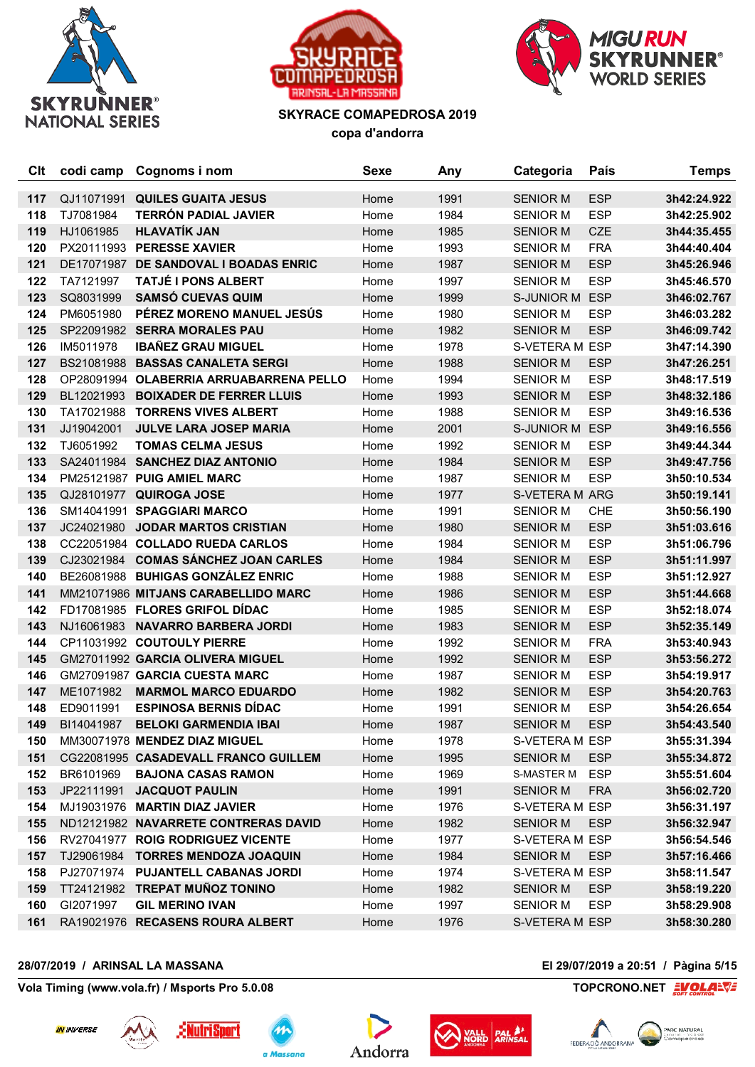# SKYRACE COMAPEDROSA 2019

copa d'andorra

| Clt | codi camp | Cognoms i nom | Sexe | Any | Categoria | País | Temps |
|---|---|---|---|---|---|---|---|
| 117 | QJ11071991 | **QUILES GUAITA JESUS** | Home | 1991 | SENIOR M | ESP | **3h42:24.922** |
| 118 | TJ7081984 | **TERRÓN PADIAL JAVIER** | Home | 1984 | SENIOR M | ESP | **3h42:25.902** |
| 119 | HJ1061985 | **HLAVATÍK JAN** | Home | 1985 | SENIOR M | CZE | **3h44:35.455** |
| 120 | PX20111993 | **PERESSE XAVIER** | Home | 1993 | SENIOR M | FRA | **3h44:40.404** |
| 121 | DE17071987 | **DE SANDOVAL I BOADAS ENRIC** | Home | 1987 | SENIOR M | ESP | **3h45:26.946** |
| 122 | TA7121997 | **TATJÉ I PONS ALBERT** | Home | 1997 | SENIOR M | ESP | **3h45:46.570** |
| 123 | SQ8031999 | **SAMSÓ CUEVAS QUIM** | Home | 1999 | S-JUNIOR M | ESP | **3h46:02.767** |
| 124 | PM6051980 | **PÉREZ MORENO MANUEL JESÚS** | Home | 1980 | SENIOR M | ESP | **3h46:03.282** |
| 125 | SP22091982 | **SERRA MORALES PAU** | Home | 1982 | SENIOR M | ESP | **3h46:09.742** |
| 126 | IM5011978 | **IBAÑEZ GRAU MIGUEL** | Home | 1978 | S-VETERA M | ESP | **3h47:14.390** |
| 127 | BS21081988 | **BASSAS CANALETA SERGI** | Home | 1988 | SENIOR M | ESP | **3h47:26.251** |
| 128 | OP28091994 | **OLABERRIA ARRUABARRENA PELLO** | Home | 1994 | SENIOR M | ESP | **3h48:17.519** |
| 129 | BL12021993 | **BOIXADER DE FERRER LLUIS** | Home | 1993 | SENIOR M | ESP | **3h48:32.186** |
| 130 | TA17021988 | **TORRENS VIVES ALBERT** | Home | 1988 | SENIOR M | ESP | **3h49:16.536** |
| 131 | JJ19042001 | **JULVE LARA JOSEP MARIA** | Home | 2001 | S-JUNIOR M | ESP | **3h49:16.556** |
| 132 | TJ6051992 | **TOMAS CELMA JESUS** | Home | 1992 | SENIOR M | ESP | **3h49:44.344** |
| 133 | SA24011984 | **SANCHEZ DIAZ ANTONIO** | Home | 1984 | SENIOR M | ESP | **3h49:47.756** |
| 134 | PM25121987 | **PUIG AMIEL MARC** | Home | 1987 | SENIOR M | ESP | **3h50:10.534** |
| 135 | QJ28101977 | **QUIROGA JOSE** | Home | 1977 | S-VETERA M | ARG | **3h50:19.141** |
| 136 | SM14041991 | **SPAGGIARI MARCO** | Home | 1991 | SENIOR M | CHE | **3h50:56.190** |
| 137 | JC24021980 | **JODAR MARTOS CRISTIAN** | Home | 1980 | SENIOR M | ESP | **3h51:03.616** |
| 138 | CC22051984 | **COLLADO RUEDA CARLOS** | Home | 1984 | SENIOR M | ESP | **3h51:06.796** |
| 139 | CJ23021984 | **COMAS SÁNCHEZ JOAN CARLES** | Home | 1984 | SENIOR M | ESP | **3h51:11.997** |
| 140 | BE26081988 | **BUHIGAS GONZÁLEZ ENRIC** | Home | 1988 | SENIOR M | ESP | **3h51:12.927** |
| 141 | MM21071986 | **MITJANS CARABELLIDO MARC** | Home | 1986 | SENIOR M | ESP | **3h51:44.668** |
| 142 | FD17081985 | **FLORES GRIFOL DÍDAC** | Home | 1985 | SENIOR M | ESP | **3h52:18.074** |
| 143 | NJ16061983 | **NAVARRO BARBERA JORDI** | Home | 1983 | SENIOR M | ESP | **3h52:35.149** |
| 144 | CP11031992 | **COUTOULY PIERRE** | Home | 1992 | SENIOR M | FRA | **3h53:40.943** |
| 145 | GM27011992 | **GARCIA OLIVERA MIGUEL** | Home | 1992 | SENIOR M | ESP | **3h53:56.272** |
| 146 | GM27091987 | **GARCIA CUESTA MARC** | Home | 1987 | SENIOR M | ESP | **3h54:19.917** |
| 147 | ME1071982 | **MARMOL MARCO EDUARDO** | Home | 1982 | SENIOR M | ESP | **3h54:20.763** |
| 148 | ED9011991 | **ESPINOSA BERNIS DÍDAC** | Home | 1991 | SENIOR M | ESP | **3h54:26.654** |
| 149 | BI14041987 | **BELOKI GARMENDIA IBAI** | Home | 1987 | SENIOR M | ESP | **3h54:43.540** |
| 150 | MM30071978 | **MENDEZ DIAZ MIGUEL** | Home | 1978 | S-VETERA M | ESP | **3h55:31.394** |
| 151 | CG22081995 | **CASADEVALL FRANCO GUILLEM** | Home | 1995 | SENIOR M | ESP | **3h55:34.872** |
| 152 | BR6101969 | **BAJONA CASAS RAMON** | Home | 1969 | S-MASTER M | ESP | **3h55:51.604** |
| 153 | JP22111991 | **JACQUOT PAULIN** | Home | 1991 | SENIOR M | FRA | **3h56:02.720** |
| 154 | MJ19031976 | **MARTIN DIAZ JAVIER** | Home | 1976 | S-VETERA M | ESP | **3h56:31.197** |
| 155 | ND12121982 | **NAVARRETE CONTRERAS DAVID** | Home | 1982 | SENIOR M | ESP | **3h56:32.947** |
| 156 | RV27041977 | **ROIG RODRIGUEZ VICENTE** | Home | 1977 | S-VETERA M | ESP | **3h56:54.546** |
| 157 | TJ29061984 | **TORRES MENDOZA JOAQUIN** | Home | 1984 | SENIOR M | ESP | **3h57:16.466** |
| 158 | PJ27071974 | **PUJANTELL CABANAS JORDI** | Home | 1974 | S-VETERA M | ESP | **3h58:11.547** |
| 159 | TT24121982 | **TREPAT MUÑOZ TONINO** | Home | 1982 | SENIOR M | ESP | **3h58:19.220** |
| 160 | GI2071997 | **GIL MERINO IVAN** | Home | 1997 | SENIOR M | ESP | **3h58:29.908** |
| 161 | RA19021976 | **RECASENS ROURA ALBERT** | Home | 1976 | S-VETERA M | ESP | **3h58:30.280** |

**28/07/2019 / ARINSAL LA MASSANA** — **El 29/07/2019 a 20:51**

**Vola Timing (www.vola.fr) / Msports Pro 5.0.08** — **TOPCRONO.NET**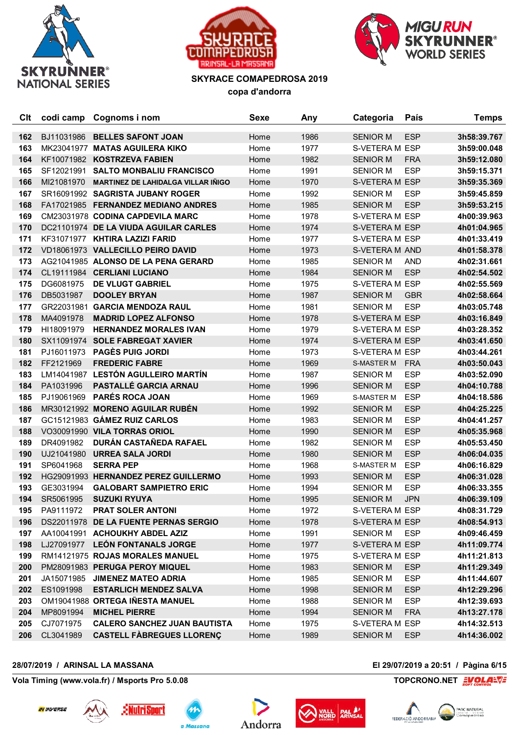## SKYRACE COMAPEDROSA 2019

copa d'andorra

| Clt | codi camp | Cognoms i nom | Sexe | Any | Categoria | País | Temps |
|---|---|---|---|---|---|---|---|
| 162 | BJ11031986 | BELLES SAFONT JOAN | Home | 1986 | SENIOR M | ESP | 3h58:39.767 |
| 163 | MK23041977 | MATAS AGUILERA KIKO | Home | 1977 | S-VETERA M | ESP | 3h59:00.048 |
| 164 | KF10071982 | KOSTRZEVA FABIEN | Home | 1982 | SENIOR M | FRA | 3h59:12.080 |
| 165 | SF12021991 | SALTO MONBALIU FRANCISCO | Home | 1991 | SENIOR M | ESP | 3h59:15.371 |
| 166 | MI21081970 | MARTINEZ DE LAHIDALGA VILLAR IÑIGO | Home | 1970 | S-VETERA M | ESP | 3h59:35.369 |
| 167 | SR16091992 | SAGRISTA JUBANY ROGER | Home | 1992 | SENIOR M | ESP | 3h59:45.859 |
| 168 | FA17021985 | FERNANDEZ MEDIANO ANDRES | Home | 1985 | SENIOR M | ESP | 3h59:53.215 |
| 169 | CM23031978 | CODINA CAPDEVILA MARC | Home | 1978 | S-VETERA M | ESP | 4h00:39.963 |
| 170 | DC21101974 | DE LA VIUDA AGUILAR CARLES | Home | 1974 | S-VETERA M | ESP | 4h01:04.965 |
| 171 | KF31071977 | KHTIRA LAZIZI FARID | Home | 1977 | S-VETERA M | ESP | 4h01:33.419 |
| 172 | VD18061973 | VALLECILLO PEIRO DAVID | Home | 1973 | S-VETERA M | AND | 4h01:58.378 |
| 173 | AG21041985 | ALONSO DE LA PENA GERARD | Home | 1985 | SENIOR M | AND | 4h02:31.661 |
| 174 | CL19111984 | CERLIANI LUCIANO | Home | 1984 | SENIOR M | ESP | 4h02:54.502 |
| 175 | DG6081975 | DE VLUGT GABRIEL | Home | 1975 | S-VETERA M | ESP | 4h02:55.569 |
| 176 | DB5031987 | DOOLEY BRYAN | Home | 1987 | SENIOR M | GBR | 4h02:58.664 |
| 177 | GR22031981 | GARCIA MENDOZA RAUL | Home | 1981 | SENIOR M | ESP | 4h03:05.748 |
| 178 | MA4091978 | MADRID LOPEZ ALFONSO | Home | 1978 | S-VETERA M | ESP | 4h03:16.849 |
| 179 | HI18091979 | HERNANDEZ MORALES IVAN | Home | 1979 | S-VETERA M | ESP | 4h03:28.352 |
| 180 | SX11091974 | SOLE FABREGAT XAVIER | Home | 1974 | S-VETERA M | ESP | 4h03:41.650 |
| 181 | PJ16011973 | PAGÈS PUIG JORDI | Home | 1973 | S-VETERA M | ESP | 4h03:44.261 |
| 182 | FF2121969 | FREDERIC FABRE | Home | 1969 | S-MASTER M | FRA | 4h03:50.043 |
| 183 | LM14041987 | LESTÓN AGULLEIRO MARTÍN | Home | 1987 | SENIOR M | ESP | 4h03:52.090 |
| 184 | PA1031996 | PASTALLÉ GARCIA ARNAU | Home | 1996 | SENIOR M | ESP | 4h04:10.788 |
| 185 | PJ19061969 | PARÉS ROCA JOAN | Home | 1969 | S-MASTER M | ESP | 4h04:18.586 |
| 186 | MR30121992 | MORENO AGUILAR RUBÉN | Home | 1992 | SENIOR M | ESP | 4h04:25.225 |
| 187 | GC15121983 | GÁMEZ RUIZ CARLOS | Home | 1983 | SENIOR M | ESP | 4h04:41.257 |
| 188 | VO30091990 | VILA TORRAS ORIOL | Home | 1990 | SENIOR M | ESP | 4h05:35.968 |
| 189 | DR4091982 | DURÁN CASTAÑEDA RAFAEL | Home | 1982 | SENIOR M | ESP | 4h05:53.450 |
| 190 | UJ21041980 | URREA SALA JORDI | Home | 1980 | SENIOR M | ESP | 4h06:04.035 |
| 191 | SP6041968 | SERRA PEP | Home | 1968 | S-MASTER M | ESP | 4h06:16.829 |
| 192 | HG29091993 | HERNANDEZ PEREZ GUILLERMO | Home | 1993 | SENIOR M | ESP | 4h06:31.028 |
| 193 | GE3031994 | GALOBART SAMPIETRO ERIC | Home | 1994 | SENIOR M | ESP | 4h06:33.355 |
| 194 | SR5061995 | SUZUKI RYUYA | Home | 1995 | SENIOR M | JPN | 4h06:39.109 |
| 195 | PA9111972 | PRAT SOLER ANTONI | Home | 1972 | S-VETERA M | ESP | 4h08:31.729 |
| 196 | DS22011978 | DE LA FUENTE PERNAS SERGIO | Home | 1978 | S-VETERA M | ESP | 4h08:54.913 |
| 197 | AA10041991 | ACHOUKHY ABDEL AZIZ | Home | 1991 | SENIOR M | ESP | 4h09:46.459 |
| 198 | LJ27091977 | LEÓN FONTANALS JORGE | Home | 1977 | S-VETERA M | ESP | 4h11:09.774 |
| 199 | RM14121975 | ROJAS MORALES MANUEL | Home | 1975 | S-VETERA M | ESP | 4h11:21.813 |
| 200 | PM28091983 | PERUGA PEROY MIQUEL | Home | 1983 | SENIOR M | ESP | 4h11:29.349 |
| 201 | JA15071985 | JIMENEZ MATEO ADRIA | Home | 1985 | SENIOR M | ESP | 4h11:44.607 |
| 202 | ES1091998 | ESTARLICH MENDEZ SALVA | Home | 1998 | SENIOR M | ESP | 4h12:29.296 |
| 203 | OM19041988 | ORTEGA IÑESTA MANUEL | Home | 1988 | SENIOR M | ESP | 4h12:39.693 |
| 204 | MP8091994 | MICHEL PIERRE | Home | 1994 | SENIOR M | FRA | 4h13:27.178 |
| 205 | CJ7071975 | CALERO SANCHEZ JUAN BAUTISTA | Home | 1975 | S-VETERA M | ESP | 4h14:32.513 |
| 206 | CL3041989 | CASTELL FÀBREGUES LLORENÇ | Home | 1989 | SENIOR M | ESP | 4h14:36.002 |

28/07/2019 / ARINSAL LA MASSANA

El 29/07/2019 a 20:51

Vola Timing (www.vola.fr) / Msports Pro 5.0.08

TOPCRONO.NET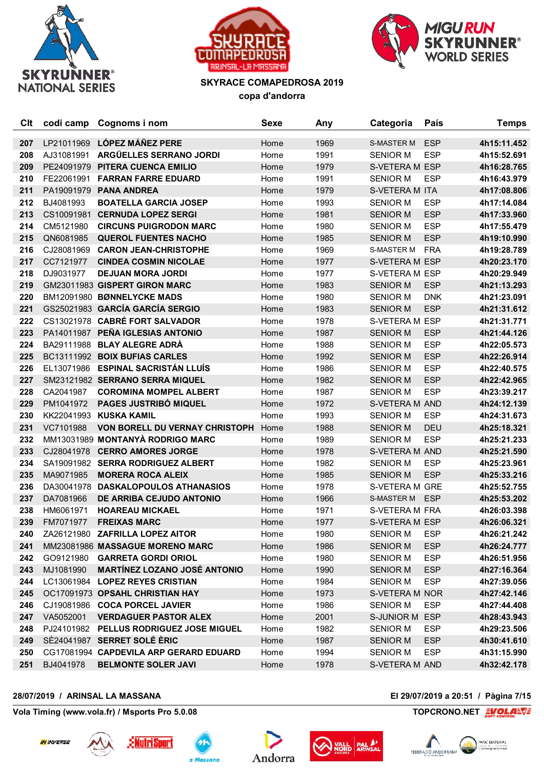## SKYRACE COMAPEDROSA 2019

### copa d'andorra

| Clt | codi camp | Cognoms i nom | Sexe | Any | Categoria | País | Temps |
|---|---|---|---|---|---|---|---|
| 207 | LP21011969 | LÓPEZ MÁÑEZ PERE | Home | 1969 | S-MASTER M | ESP | 4h15:11.452 |
| 208 | AJ31081991 | ARGÜELLES SERRANO JORDI | Home | 1991 | SENIOR M | ESP | 4h15:52.691 |
| 209 | PE24091979 | PITERA CUENCA EMILIO | Home | 1979 | S-VETERA M | ESP | 4h16:28.765 |
| 210 | FE22061991 | FARRAN FARRE EDUARD | Home | 1991 | SENIOR M | ESP | 4h16:43.979 |
| 211 | PA19091979 | PANA ANDREA | Home | 1979 | S-VETERA M | ITA | 4h17:08.806 |
| 212 | BJ4081993 | BOATELLA GARCIA JOSEP | Home | 1993 | SENIOR M | ESP | 4h17:14.084 |
| 213 | CS10091981 | CERNUDA LOPEZ SERGI | Home | 1981 | SENIOR M | ESP | 4h17:33.960 |
| 214 | CM5121980 | CIRCUNS PUIGRODON MARC | Home | 1980 | SENIOR M | ESP | 4h17:55.479 |
| 215 | QN6081985 | QUEROL FUENTES NACHO | Home | 1985 | SENIOR M | ESP | 4h19:10.990 |
| 216 | CJ28081969 | CARON JEAN-CHRISTOPHE | Home | 1969 | S-MASTER M | FRA | 4h19:28.789 |
| 217 | CC7121977 | CINDEA COSMIN NICOLAE | Home | 1977 | S-VETERA M | ESP | 4h20:23.170 |
| 218 | DJ9031977 | DEJUAN MORA JORDI | Home | 1977 | S-VETERA M | ESP | 4h20:29.949 |
| 219 | GM23011983 | GISPERT GIRON MARC | Home | 1983 | SENIOR M | ESP | 4h21:13.293 |
| 220 | BM12091980 | BØNNELYCKE MADS | Home | 1980 | SENIOR M | DNK | 4h21:23.091 |
| 221 | GS25021983 | GARCÍA GARCÍA SERGIO | Home | 1983 | SENIOR M | ESP | 4h21:31.612 |
| 222 | CS13021978 | CABRÉ FORT SALVADOR | Home | 1978 | S-VETERA M | ESP | 4h21:31.771 |
| 223 | PA14011987 | PEÑA IGLESIAS ANTONIO | Home | 1987 | SENIOR M | ESP | 4h21:44.126 |
| 224 | BA29111988 | BLAY ALEGRE ADRÀ | Home | 1988 | SENIOR M | ESP | 4h22:05.573 |
| 225 | BC13111992 | BOIX BUFIAS CARLES | Home | 1992 | SENIOR M | ESP | 4h22:26.914 |
| 226 | EL13071986 | ESPINAL SACRISTÁN LLUÍS | Home | 1986 | SENIOR M | ESP | 4h22:40.575 |
| 227 | SM23121982 | SERRANO SERRA MIQUEL | Home | 1982 | SENIOR M | ESP | 4h22:42.965 |
| 228 | CA2041987 | COROMINA MOMPEL ALBERT | Home | 1987 | SENIOR M | ESP | 4h23:39.217 |
| 229 | PM1041972 | PAGES JUSTRIBÓ MIQUEL | Home | 1972 | S-VETERA M | AND | 4h24:12.139 |
| 230 | KK22041993 | KUSKA KAMIL | Home | 1993 | SENIOR M | ESP | 4h24:31.673 |
| 231 | VC7101988 | VON BORELL DU VERNAY CHRISTOPH | Home | 1988 | SENIOR M | DEU | 4h25:18.321 |
| 232 | MM13031989 | MONTANYÀ RODRIGO MARC | Home | 1989 | SENIOR M | ESP | 4h25:21.233 |
| 233 | CJ28041978 | CERRO AMORES JORGE | Home | 1978 | S-VETERA M | AND | 4h25:21.590 |
| 234 | SA19091982 | SERRA RODRIGUEZ ALBERT | Home | 1982 | SENIOR M | ESP | 4h25:23.961 |
| 235 | MA9071985 | MORERA ROCA ALEIX | Home | 1985 | SENIOR M | ESP | 4h25:33.216 |
| 236 | DA30041978 | DASKALOPOULOS ATHANASIOS | Home | 1978 | S-VETERA M | GRE | 4h25:52.755 |
| 237 | DA7081966 | DE ARRIBA CEJUDO ANTONIO | Home | 1966 | S-MASTER M | ESP | 4h25:53.202 |
| 238 | HM6061971 | HOAREAU MICKAEL | Home | 1971 | S-VETERA M | FRA | 4h26:03.398 |
| 239 | FM7071977 | FREIXAS MARC | Home | 1977 | S-VETERA M | ESP | 4h26:06.321 |
| 240 | ZA26121980 | ZAFRILLA LOPEZ AITOR | Home | 1980 | SENIOR M | ESP | 4h26:21.242 |
| 241 | MM23081986 | MASSAGUE MORENO MARC | Home | 1986 | SENIOR M | ESP | 4h26:24.777 |
| 242 | GO9121980 | GARRETA GORDI ORIOL | Home | 1980 | SENIOR M | ESP | 4h26:51.956 |
| 243 | MJ1081990 | MARTÍNEZ LOZANO JOSÉ ANTONIO | Home | 1990 | SENIOR M | ESP | 4h27:16.364 |
| 244 | LC13061984 | LOPEZ REYES CRISTIAN | Home | 1984 | SENIOR M | ESP | 4h27:39.056 |
| 245 | OC17091973 | OPSAHL CHRISTIAN HAY | Home | 1973 | S-VETERA M | NOR | 4h27:42.146 |
| 246 | CJ19081986 | COCA PORCEL JAVIER | Home | 1986 | SENIOR M | ESP | 4h27:44.408 |
| 247 | VA5052001 | VERDAGUER PASTOR ALEX | Home | 2001 | S-JUNIOR M | ESP | 4h28:43.943 |
| 248 | PJ24101982 | PELLUS RODRIGUEZ JOSE MIGUEL | Home | 1982 | SENIOR M | ESP | 4h29:23.506 |
| 249 | SÈ24041987 | SERRET SOLÉ ÈRIC | Home | 1987 | SENIOR M | ESP | 4h30:41.610 |
| 250 | CG17081994 | CAPDEVILA ARP GERARD EDUARD | Home | 1994 | SENIOR M | ESP | 4h31:15.990 |
| 251 | BJ4041978 | BELMONTE SOLER JAVI | Home | 1978 | S-VETERA M | AND | 4h32:42.178 |

**28/07/2019 / ARINSAL LA MASSANA** — **El 29/07/2019 a 20:51**

**Vola Timing (www.vola.fr) / Msports Pro 5.0.08** — **TOPCRONO.NET**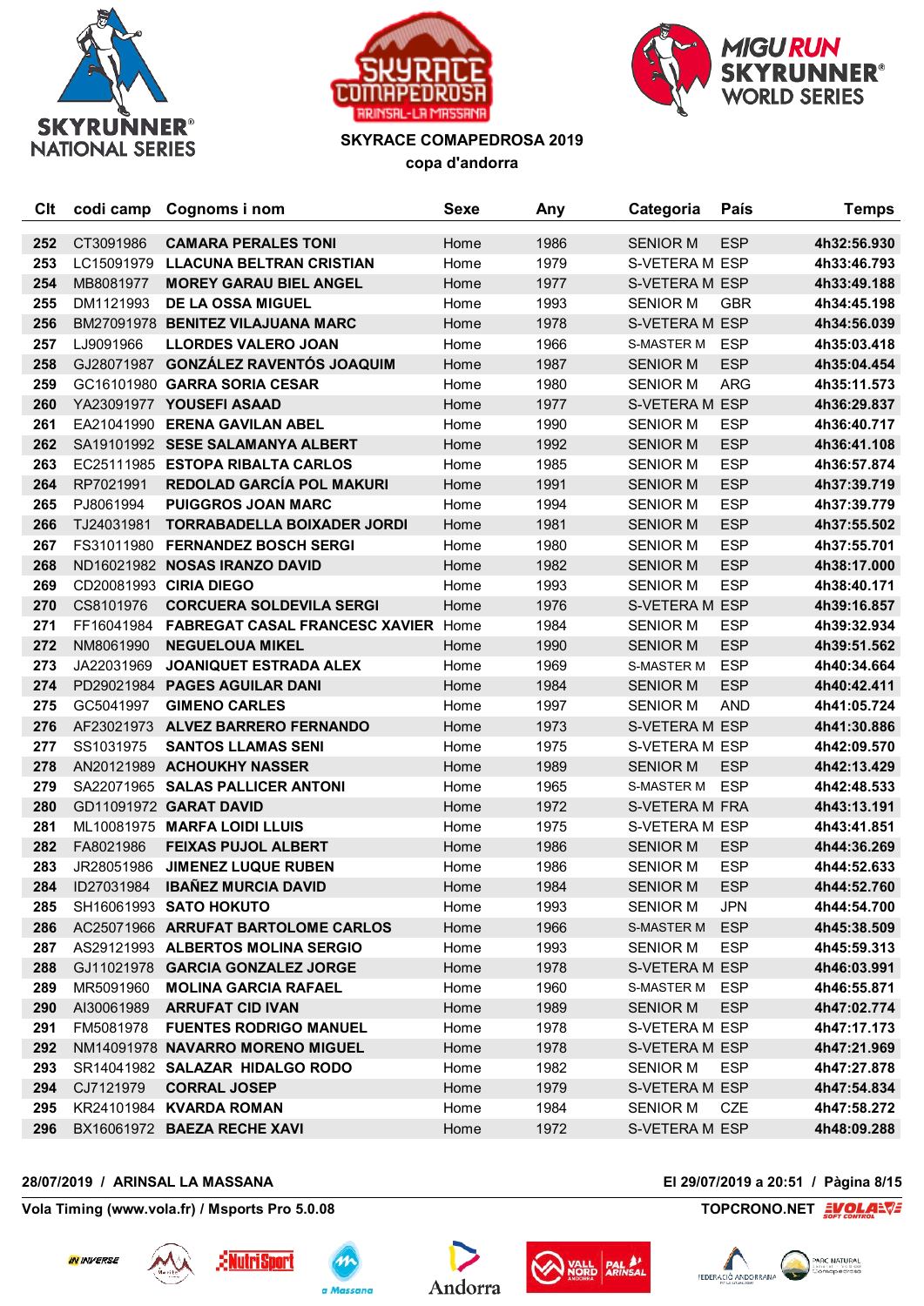# SKYRACE COMAPEDROSA 2019

copa d'andorra

| Clt | codi camp | Cognoms i nom | Sexe | Any | Categoria | País | Temps |
|---|---|---|---|---|---|---|---|
| 252 | CT3091986 | **CAMARA PERALES TONI** | Home | 1986 | SENIOR M | ESP | **4h32:56.930** |
| 253 | LC15091979 | **LLACUNA BELTRAN CRISTIAN** | Home | 1979 | S-VETERA M | ESP | **4h33:46.793** |
| 254 | MB8081977 | **MOREY GARAU BIEL ANGEL** | Home | 1977 | S-VETERA M | ESP | **4h33:49.188** |
| 255 | DM1121993 | **DE LA OSSA MIGUEL** | Home | 1993 | SENIOR M | GBR | **4h34:45.198** |
| 256 | BM27091978 | **BENITEZ VILAJUANA MARC** | Home | 1978 | S-VETERA M | ESP | **4h34:56.039** |
| 257 | LJ9091966 | **LLORDES VALERO JOAN** | Home | 1966 | S-MASTER M | ESP | **4h35:03.418** |
| 258 | GJ28071987 | **GONZÁLEZ RAVENTÓS JOAQUIM** | Home | 1987 | SENIOR M | ESP | **4h35:04.454** |
| 259 | GC16101980 | **GARRA SORIA CESAR** | Home | 1980 | SENIOR M | ARG | **4h35:11.573** |
| 260 | YA23091977 | **YOUSEFI ASAAD** | Home | 1977 | S-VETERA M | ESP | **4h36:29.837** |
| 261 | EA21041990 | **ERENA GAVILAN ABEL** | Home | 1990 | SENIOR M | ESP | **4h36:40.717** |
| 262 | SA19101992 | **SESE SALAMANYA ALBERT** | Home | 1992 | SENIOR M | ESP | **4h36:41.108** |
| 263 | EC25111985 | **ESTOPA RIBALTA CARLOS** | Home | 1985 | SENIOR M | ESP | **4h36:57.874** |
| 264 | RP7021991 | **REDOLAD GARCÍA POL MAKURI** | Home | 1991 | SENIOR M | ESP | **4h37:39.719** |
| 265 | PJ8061994 | **PUIGGROS JOAN MARC** | Home | 1994 | SENIOR M | ESP | **4h37:39.779** |
| 266 | TJ24031981 | **TORRABADELLA BOIXADER JORDI** | Home | 1981 | SENIOR M | ESP | **4h37:55.502** |
| 267 | FS31011980 | **FERNANDEZ BOSCH SERGI** | Home | 1980 | SENIOR M | ESP | **4h37:55.701** |
| 268 | ND16021982 | **NOSAS IRANZO DAVID** | Home | 1982 | SENIOR M | ESP | **4h38:17.000** |
| 269 | CD20081993 | **CIRIA DIEGO** | Home | 1993 | SENIOR M | ESP | **4h38:40.171** |
| 270 | CS8101976 | **CORCUERA SOLDEVILA SERGI** | Home | 1976 | S-VETERA M | ESP | **4h39:16.857** |
| 271 | FF16041984 | **FABREGAT CASAL FRANCESC XAVIER** | Home | 1984 | SENIOR M | ESP | **4h39:32.934** |
| 272 | NM8061990 | **NEGUELOUA MIKEL** | Home | 1990 | SENIOR M | ESP | **4h39:51.562** |
| 273 | JA22031969 | **JOANIQUET ESTRADA ALEX** | Home | 1969 | S-MASTER M | ESP | **4h40:34.664** |
| 274 | PD29021984 | **PAGES AGUILAR DANI** | Home | 1984 | SENIOR M | ESP | **4h40:42.411** |
| 275 | GC5041997 | **GIMENO CARLES** | Home | 1997 | SENIOR M | AND | **4h41:05.724** |
| 276 | AF23021973 | **ALVEZ BARRERO FERNANDO** | Home | 1973 | S-VETERA M | ESP | **4h41:30.886** |
| 277 | SS1031975 | **SANTOS LLAMAS SENI** | Home | 1975 | S-VETERA M | ESP | **4h42:09.570** |
| 278 | AN20121989 | **ACHOUKHY NASSER** | Home | 1989 | SENIOR M | ESP | **4h42:13.429** |
| 279 | SA22071965 | **SALAS PALLICER ANTONI** | Home | 1965 | S-MASTER M | ESP | **4h42:48.533** |
| 280 | GD11091972 | **GARAT DAVID** | Home | 1972 | S-VETERA M | FRA | **4h43:13.191** |
| 281 | ML10081975 | **MARFA LOIDI LLUIS** | Home | 1975 | S-VETERA M | ESP | **4h43:41.851** |
| 282 | FA8021986 | **FEIXAS PUJOL ALBERT** | Home | 1986 | SENIOR M | ESP | **4h44:36.269** |
| 283 | JR28051986 | **JIMENEZ LUQUE RUBEN** | Home | 1986 | SENIOR M | ESP | **4h44:52.633** |
| 284 | ID27031984 | **IBAÑEZ MURCIA DAVID** | Home | 1984 | SENIOR M | ESP | **4h44:52.760** |
| 285 | SH16061993 | **SATO HOKUTO** | Home | 1993 | SENIOR M | JPN | **4h44:54.700** |
| 286 | AC25071966 | **ARRUFAT BARTOLOME CARLOS** | Home | 1966 | S-MASTER M | ESP | **4h45:38.509** |
| 287 | AS29121993 | **ALBERTOS MOLINA SERGIO** | Home | 1993 | SENIOR M | ESP | **4h45:59.313** |
| 288 | GJ11021978 | **GARCIA GONZALEZ JORGE** | Home | 1978 | S-VETERA M | ESP | **4h46:03.991** |
| 289 | MR5091960 | **MOLINA GARCIA RAFAEL** | Home | 1960 | S-MASTER M | ESP | **4h46:55.871** |
| 290 | AI30061989 | **ARRUFAT CID IVAN** | Home | 1989 | SENIOR M | ESP | **4h47:02.774** |
| 291 | FM5081978 | **FUENTES RODRIGO MANUEL** | Home | 1978 | S-VETERA M | ESP | **4h47:17.173** |
| 292 | NM14091978 | **NAVARRO MORENO MIGUEL** | Home | 1978 | S-VETERA M | ESP | **4h47:21.969** |
| 293 | SR14041982 | **SALAZAR HIDALGO RODO** | Home | 1982 | SENIOR M | ESP | **4h47:27.878** |
| 294 | CJ7121979 | **CORRAL JOSEP** | Home | 1979 | S-VETERA M | ESP | **4h47:54.834** |
| 295 | KR24101984 | **KVARDA ROMAN** | Home | 1984 | SENIOR M | CZE | **4h47:58.272** |
| 296 | BX16061972 | **BAEZA RECHE XAVI** | Home | 1972 | S-VETERA M | ESP | **4h48:09.288** |

**28/07/2019 / ARINSAL LA MASSANA** — **El 29/07/2019 a 20:51**

**Vola Timing (www.vola.fr) / Msports Pro 5.0.08** — **TOPCRONO.NET**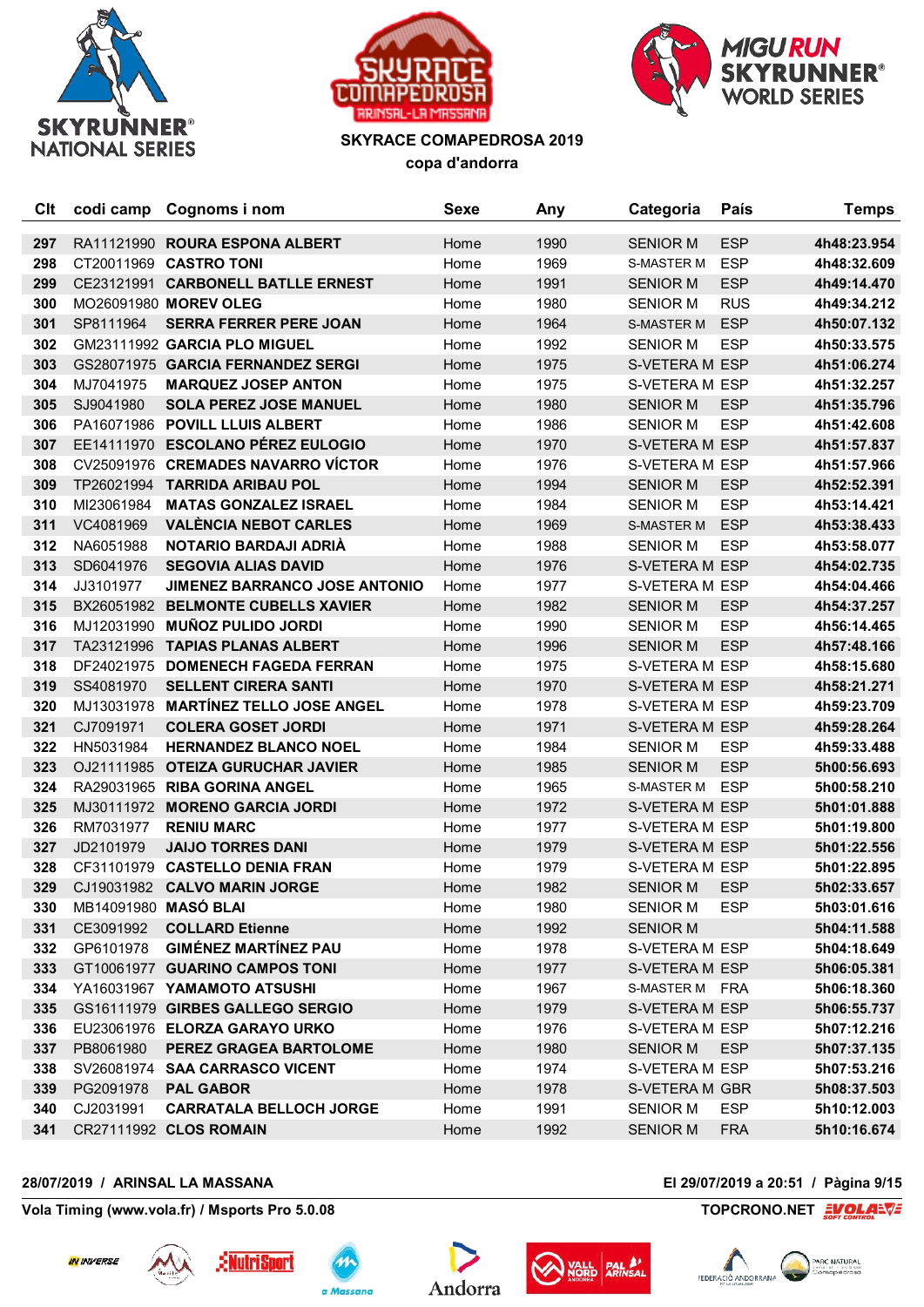**SKYRACE COMAPEDROSA 2019**

**copa d'andorra**

| Clt | codi camp | Cognoms i nom | Sexe | Any | Categoria | País | Temps |
|---|---|---|---|---|---|---|---|
| 297 | RA11121990 | ROURA ESPONA ALBERT | Home | 1990 | SENIOR M | ESP | 4h48:23.954 |
| 298 | CT20011969 | CASTRO TONI | Home | 1969 | S-MASTER M | ESP | 4h48:32.609 |
| 299 | CE23121991 | CARBONELL BATLLE ERNEST | Home | 1991 | SENIOR M | ESP | 4h49:14.470 |
| 300 | MO26091980 | MOREV OLEG | Home | 1980 | SENIOR M | RUS | 4h49:34.212 |
| 301 | SP8111964 | SERRA FERRER PERE JOAN | Home | 1964 | S-MASTER M | ESP | 4h50:07.132 |
| 302 | GM23111992 | GARCIA PLO MIGUEL | Home | 1992 | SENIOR M | ESP | 4h50:33.575 |
| 303 | GS28071975 | GARCIA FERNANDEZ SERGI | Home | 1975 | S-VETERA M | ESP | 4h51:06.274 |
| 304 | MJ7041975 | MARQUEZ JOSEP ANTON | Home | 1975 | S-VETERA M | ESP | 4h51:32.257 |
| 305 | SJ9041980 | SOLA PEREZ JOSE MANUEL | Home | 1980 | SENIOR M | ESP | 4h51:35.796 |
| 306 | PA16071986 | POVILL LLUIS ALBERT | Home | 1986 | SENIOR M | ESP | 4h51:42.608 |
| 307 | EE14111970 | ESCOLANO PÉREZ EULOGIO | Home | 1970 | S-VETERA M | ESP | 4h51:57.837 |
| 308 | CV25091976 | CREMADES NAVARRO VÍCTOR | Home | 1976 | S-VETERA M | ESP | 4h51:57.966 |
| 309 | TP26021994 | TARRIDA ARIBAU POL | Home | 1994 | SENIOR M | ESP | 4h52:52.391 |
| 310 | MI23061984 | MATAS GONZALEZ ISRAEL | Home | 1984 | SENIOR M | ESP | 4h53:14.421 |
| 311 | VC4081969 | VALÈNCIA NEBOT CARLES | Home | 1969 | S-MASTER M | ESP | 4h53:38.433 |
| 312 | NA6051988 | NOTARIO BARDAJI ADRIÀ | Home | 1988 | SENIOR M | ESP | 4h53:58.077 |
| 313 | SD6041976 | SEGOVIA ALIAS DAVID | Home | 1976 | S-VETERA M | ESP | 4h54:02.735 |
| 314 | JJ3101977 | JIMENEZ BARRANCO JOSE ANTONIO | Home | 1977 | S-VETERA M | ESP | 4h54:04.466 |
| 315 | BX26051982 | BELMONTE CUBELLS XAVIER | Home | 1982 | SENIOR M | ESP | 4h54:37.257 |
| 316 | MJ12031990 | MUÑOZ PULIDO JORDI | Home | 1990 | SENIOR M | ESP | 4h56:14.465 |
| 317 | TA23121996 | TAPIAS PLANAS ALBERT | Home | 1996 | SENIOR M | ESP | 4h57:48.166 |
| 318 | DF24021975 | DOMENECH FAGEDA FERRAN | Home | 1975 | S-VETERA M | ESP | 4h58:15.680 |
| 319 | SS4081970 | SELLENT CIRERA SANTI | Home | 1970 | S-VETERA M | ESP | 4h58:21.271 |
| 320 | MJ13031978 | MARTÍNEZ TELLO JOSE ANGEL | Home | 1978 | S-VETERA M | ESP | 4h59:23.709 |
| 321 | CJ7091971 | COLERA GOSET JORDI | Home | 1971 | S-VETERA M | ESP | 4h59:28.264 |
| 322 | HN5031984 | HERNANDEZ BLANCO NOEL | Home | 1984 | SENIOR M | ESP | 4h59:33.488 |
| 323 | OJ21111985 | OTEIZA GURUCHAR JAVIER | Home | 1985 | SENIOR M | ESP | 5h00:56.693 |
| 324 | RA29031965 | RIBA GORINA ANGEL | Home | 1965 | S-MASTER M | ESP | 5h00:58.210 |
| 325 | MJ30111972 | MORENO GARCIA JORDI | Home | 1972 | S-VETERA M | ESP | 5h01:01.888 |
| 326 | RM7031977 | RENIU MARC | Home | 1977 | S-VETERA M | ESP | 5h01:19.800 |
| 327 | JD2101979 | JAIJO TORRES DANI | Home | 1979 | S-VETERA M | ESP | 5h01:22.556 |
| 328 | CF31101979 | CASTELLO DENIA FRAN | Home | 1979 | S-VETERA M | ESP | 5h01:22.895 |
| 329 | CJ19031982 | CALVO MARIN JORGE | Home | 1982 | SENIOR M | ESP | 5h02:33.657 |
| 330 | MB14091980 | MASÓ BLAI | Home | 1980 | SENIOR M | ESP | 5h03:01.616 |
| 331 | CE3091992 | COLLARD Etienne | Home | 1992 | SENIOR M | | 5h04:11.588 |
| 332 | GP6101978 | GIMÉNEZ MARTÍNEZ PAU | Home | 1978 | S-VETERA M | ESP | 5h04:18.649 |
| 333 | GT10061977 | GUARINO CAMPOS TONI | Home | 1977 | S-VETERA M | ESP | 5h06:05.381 |
| 334 | YA16031967 | YAMAMOTO ATSUSHI | Home | 1967 | S-MASTER M | FRA | 5h06:18.360 |
| 335 | GS16111979 | GIRBES GALLEGO SERGIO | Home | 1979 | S-VETERA M | ESP | 5h06:55.737 |
| 336 | EU23061976 | ELORZA GARAYO URKO | Home | 1976 | S-VETERA M | ESP | 5h07:12.216 |
| 337 | PB8061980 | PEREZ GRAGEA BARTOLOME | Home | 1980 | SENIOR M | ESP | 5h07:37.135 |
| 338 | SV26081974 | SAA CARRASCO VICENT | Home | 1974 | S-VETERA M | ESP | 5h07:53.216 |
| 339 | PG2091978 | PAL GABOR | Home | 1978 | S-VETERA M | GBR | 5h08:37.503 |
| 340 | CJ2031991 | CARRATALA BELLOCH JORGE | Home | 1991 | SENIOR M | ESP | 5h10:12.003 |
| 341 | CR27111992 | CLOS ROMAIN | Home | 1992 | SENIOR M | FRA | 5h10:16.674 |

**28/07/2019 / ARINSAL LA MASSANA** — **El 29/07/2019 a 20:51 / Pàgina 9/15**

**Vola Timing (www.vola.fr) / Msports Pro 5.0.08** — **TOPCRONO.NET**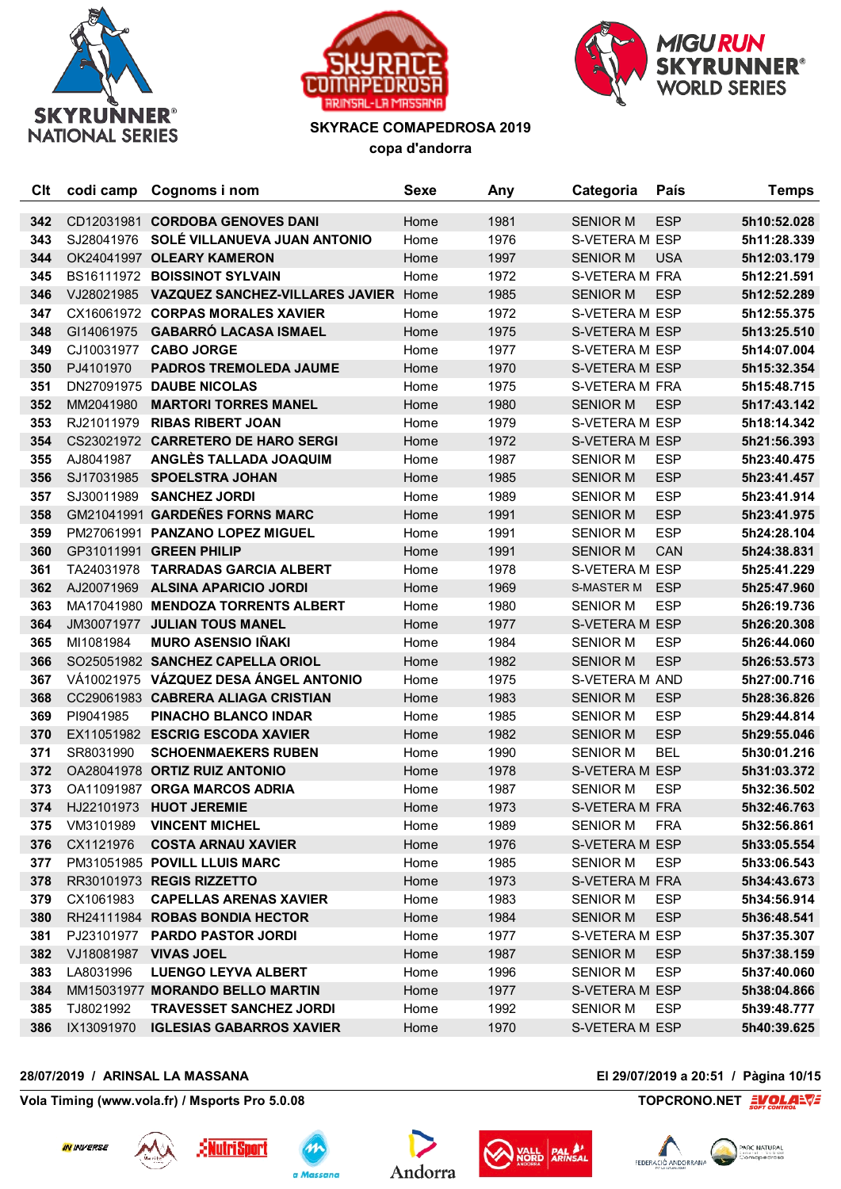# SKYRACE COMAPEDROSA 2019

## copa d'andorra

| Clt | codi camp | Cognoms i nom | Sexe | Any | Categoria | País | Temps |
|---|---|---|---|---|---|---|---|
| 342 | CD12031981 | CORDOBA GENOVES DANI | Home | 1981 | SENIOR M | ESP | 5h10:52.028 |
| 343 | SJ28041976 | SOLÉ VILLANUEVA JUAN ANTONIO | Home | 1976 | S-VETERA M | ESP | 5h11:28.339 |
| 344 | OK24041997 | OLEARY KAMERON | Home | 1997 | SENIOR M | USA | 5h12:03.179 |
| 345 | BS16111972 | BOISSINOT SYLVAIN | Home | 1972 | S-VETERA M | FRA | 5h12:21.591 |
| 346 | VJ28021985 | VAZQUEZ SANCHEZ-VILLARES JAVIER | Home | 1985 | SENIOR M | ESP | 5h12:52.289 |
| 347 | CX16061972 | CORPAS MORALES XAVIER | Home | 1972 | S-VETERA M | ESP | 5h12:55.375 |
| 348 | GI14061975 | GABARRÓ LACASA ISMAEL | Home | 1975 | S-VETERA M | ESP | 5h13:25.510 |
| 349 | CJ10031977 | CABO JORGE | Home | 1977 | S-VETERA M | ESP | 5h14:07.004 |
| 350 | PJ4101970 | PADROS TREMOLEDA JAUME | Home | 1970 | S-VETERA M | ESP | 5h15:32.354 |
| 351 | DN27091975 | DAUBE NICOLAS | Home | 1975 | S-VETERA M | FRA | 5h15:48.715 |
| 352 | MM2041980 | MARTORI TORRES MANEL | Home | 1980 | SENIOR M | ESP | 5h17:43.142 |
| 353 | RJ21011979 | RIBAS RIBERT JOAN | Home | 1979 | S-VETERA M | ESP | 5h18:14.342 |
| 354 | CS23021972 | CARRETERO DE HARO SERGI | Home | 1972 | S-VETERA M | ESP | 5h21:56.393 |
| 355 | AJ8041987 | ANGLÈS TALLADA JOAQUIM | Home | 1987 | SENIOR M | ESP | 5h23:40.475 |
| 356 | SJ17031985 | SPOELSTRA JOHAN | Home | 1985 | SENIOR M | ESP | 5h23:41.457 |
| 357 | SJ30011989 | SANCHEZ JORDI | Home | 1989 | SENIOR M | ESP | 5h23:41.914 |
| 358 | GM21041991 | GARDEÑES FORNS MARC | Home | 1991 | SENIOR M | ESP | 5h23:41.975 |
| 359 | PM27061991 | PANZANO LOPEZ MIGUEL | Home | 1991 | SENIOR M | ESP | 5h24:28.104 |
| 360 | GP31011991 | GREEN PHILIP | Home | 1991 | SENIOR M | CAN | 5h24:38.831 |
| 361 | TA24031978 | TARRADAS GARCIA ALBERT | Home | 1978 | S-VETERA M | ESP | 5h25:41.229 |
| 362 | AJ20071969 | ALSINA APARICIO JORDI | Home | 1969 | S-MASTER M | ESP | 5h25:47.960 |
| 363 | MA17041980 | MENDOZA TORRENTS ALBERT | Home | 1980 | SENIOR M | ESP | 5h26:19.736 |
| 364 | JM30071977 | JULIAN TOUS MANEL | Home | 1977 | S-VETERA M | ESP | 5h26:20.308 |
| 365 | MI1081984 | MURO ASENSIO IÑAKI | Home | 1984 | SENIOR M | ESP | 5h26:44.060 |
| 366 | SO25051982 | SANCHEZ CAPELLA ORIOL | Home | 1982 | SENIOR M | ESP | 5h26:53.573 |
| 367 | VÁ10021975 | VÁZQUEZ DESA ÁNGEL ANTONIO | Home | 1975 | S-VETERA M | AND | 5h27:00.716 |
| 368 | CC29061983 | CABRERA ALIAGA CRISTIAN | Home | 1983 | SENIOR M | ESP | 5h28:36.826 |
| 369 | PI9041985 | PINACHO BLANCO INDAR | Home | 1985 | SENIOR M | ESP | 5h29:44.814 |
| 370 | EX11051982 | ESCRIG ESCODA XAVIER | Home | 1982 | SENIOR M | ESP | 5h29:55.046 |
| 371 | SR8031990 | SCHOENMAEKERS RUBEN | Home | 1990 | SENIOR M | BEL | 5h30:01.216 |
| 372 | OA28041978 | ORTIZ RUIZ ANTONIO | Home | 1978 | S-VETERA M | ESP | 5h31:03.372 |
| 373 | OA11091987 | ORGA MARCOS ADRIA | Home | 1987 | SENIOR M | ESP | 5h32:36.502 |
| 374 | HJ22101973 | HUOT JEREMIE | Home | 1973 | S-VETERA M | FRA | 5h32:46.763 |
| 375 | VM3101989 | VINCENT MICHEL | Home | 1989 | SENIOR M | FRA | 5h32:56.861 |
| 376 | CX1121976 | COSTA ARNAU XAVIER | Home | 1976 | S-VETERA M | ESP | 5h33:05.554 |
| 377 | PM31051985 | POVILL LLUIS MARC | Home | 1985 | SENIOR M | ESP | 5h33:06.543 |
| 378 | RR30101973 | REGIS RIZZETTO | Home | 1973 | S-VETERA M | FRA | 5h34:43.673 |
| 379 | CX1061983 | CAPELLAS ARENAS XAVIER | Home | 1983 | SENIOR M | ESP | 5h34:56.914 |
| 380 | RH24111984 | ROBAS BONDIA HECTOR | Home | 1984 | SENIOR M | ESP | 5h36:48.541 |
| 381 | PJ23101977 | PARDO PASTOR JORDI | Home | 1977 | S-VETERA M | ESP | 5h37:35.307 |
| 382 | VJ18081987 | VIVAS JOEL | Home | 1987 | SENIOR M | ESP | 5h37:38.159 |
| 383 | LA8031996 | LUENGO LEYVA ALBERT | Home | 1996 | SENIOR M | ESP | 5h37:40.060 |
| 384 | MM15031977 | MORANDO BELLO MARTIN | Home | 1977 | S-VETERA M | ESP | 5h38:04.866 |
| 385 | TJ8021992 | TRAVESSET SANCHEZ JORDI | Home | 1992 | SENIOR M | ESP | 5h39:48.777 |
| 386 | IX13091970 | IGLESIAS GABARROS XAVIER | Home | 1970 | S-VETERA M | ESP | 5h40:39.625 |

28/07/2019 / ARINSAL LA MASSANA

El 29/07/2019 a 20:51

Vola Timing (www.vola.fr) / Msports Pro 5.0.08

TOPCRONO.NET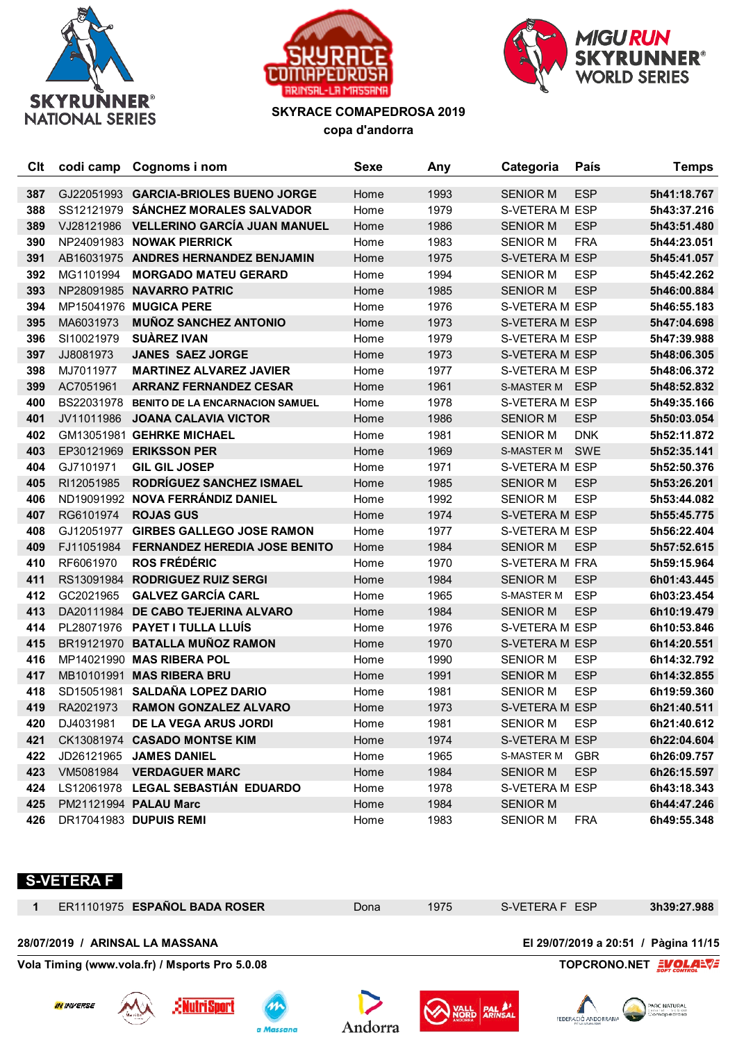**SKYRACE COMAPEDROSA 2019**

**copa d'andorra**

| Clt | codi camp | Cognoms i nom | Sexe | Any | Categoria | País | Temps |
|---|---|---|---|---|---|---|---|
| 387 | GJ22051993 | GARCIA-BRIOLES BUENO JORGE | Home | 1993 | SENIOR M | ESP | 5h41:18.767 |
| 388 | SS12121979 | SÁNCHEZ MORALES SALVADOR | Home | 1979 | S-VETERA M | ESP | 5h43:37.216 |
| 389 | VJ28121986 | VELLERINO GARCÍA JUAN MANUEL | Home | 1986 | SENIOR M | ESP | 5h43:51.480 |
| 390 | NP24091983 | NOWAK PIERRICK | Home | 1983 | SENIOR M | FRA | 5h44:23.051 |
| 391 | AB16031975 | ANDRES HERNANDEZ BENJAMIN | Home | 1975 | S-VETERA M | ESP | 5h45:41.057 |
| 392 | MG1101994 | MORGADO MATEU GERARD | Home | 1994 | SENIOR M | ESP | 5h45:42.262 |
| 393 | NP28091985 | NAVARRO PATRIC | Home | 1985 | SENIOR M | ESP | 5h46:00.884 |
| 394 | MP15041976 | MUGICA PERE | Home | 1976 | S-VETERA M | ESP | 5h46:55.183 |
| 395 | MA6031973 | MUÑOZ SANCHEZ ANTONIO | Home | 1973 | S-VETERA M | ESP | 5h47:04.698 |
| 396 | SI10021979 | SUÀREZ IVAN | Home | 1979 | S-VETERA M | ESP | 5h47:39.988 |
| 397 | JJ8081973 | JANES SAEZ JORGE | Home | 1973 | S-VETERA M | ESP | 5h48:06.305 |
| 398 | MJ7011977 | MARTINEZ ALVAREZ JAVIER | Home | 1977 | S-VETERA M | ESP | 5h48:06.372 |
| 399 | AC7051961 | ARRANZ FERNANDEZ CESAR | Home | 1961 | S-MASTER M | ESP | 5h48:52.832 |
| 400 | BS22031978 | BENITO DE LA ENCARNACION SAMUEL | Home | 1978 | S-VETERA M | ESP | 5h49:35.166 |
| 401 | JV11011986 | JOANA CALAVIA VICTOR | Home | 1986 | SENIOR M | ESP | 5h50:03.054 |
| 402 | GM13051981 | GEHRKE MICHAEL | Home | 1981 | SENIOR M | DNK | 5h52:11.872 |
| 403 | EP30121969 | ERIKSSON PER | Home | 1969 | S-MASTER M | SWE | 5h52:35.141 |
| 404 | GJ7101971 | GIL GIL JOSEP | Home | 1971 | S-VETERA M | ESP | 5h52:50.376 |
| 405 | RI12051985 | RODRÍGUEZ SANCHEZ ISMAEL | Home | 1985 | SENIOR M | ESP | 5h53:26.201 |
| 406 | ND19091992 | NOVA FERRÁNDIZ DANIEL | Home | 1992 | SENIOR M | ESP | 5h53:44.082 |
| 407 | RG6101974 | ROJAS GUS | Home | 1974 | S-VETERA M | ESP | 5h55:45.775 |
| 408 | GJ12051977 | GIRBES GALLEGO JOSE RAMON | Home | 1977 | S-VETERA M | ESP | 5h56:22.404 |
| 409 | FJ11051984 | FERNANDEZ HEREDIA JOSE BENITO | Home | 1984 | SENIOR M | ESP | 5h57:52.615 |
| 410 | RF6061970 | ROS FRÉDÉRIC | Home | 1970 | S-VETERA M | FRA | 5h59:15.964 |
| 411 | RS13091984 | RODRIGUEZ RUIZ SERGI | Home | 1984 | SENIOR M | ESP | 6h01:43.445 |
| 412 | GC2021965 | GALVEZ GARCÍA CARL | Home | 1965 | S-MASTER M | ESP | 6h03:23.454 |
| 413 | DA20111984 | DE CABO TEJERINA ALVARO | Home | 1984 | SENIOR M | ESP | 6h10:19.479 |
| 414 | PL28071976 | PAYET I TULLA LLUÍS | Home | 1976 | S-VETERA M | ESP | 6h10:53.846 |
| 415 | BR19121970 | BATALLA MUÑOZ RAMON | Home | 1970 | S-VETERA M | ESP | 6h14:20.551 |
| 416 | MP14021990 | MAS RIBERA POL | Home | 1990 | SENIOR M | ESP | 6h14:32.792 |
| 417 | MB10101991 | MAS RIBERA BRU | Home | 1991 | SENIOR M | ESP | 6h14:32.855 |
| 418 | SD15051981 | SALDAÑA LOPEZ DARIO | Home | 1981 | SENIOR M | ESP | 6h19:59.360 |
| 419 | RA2021973 | RAMON GONZALEZ ALVARO | Home | 1973 | S-VETERA M | ESP | 6h21:40.511 |
| 420 | DJ4031981 | DE LA VEGA ARUS JORDI | Home | 1981 | SENIOR M | ESP | 6h21:40.612 |
| 421 | CK13081974 | CASADO MONTSE KIM | Home | 1974 | S-VETERA M | ESP | 6h22:04.604 |
| 422 | JD26121965 | JAMES DANIEL | Home | 1965 | S-MASTER M | GBR | 6h26:09.757 |
| 423 | VM5081984 | VERDAGUER MARC | Home | 1984 | SENIOR M | ESP | 6h26:15.597 |
| 424 | LS12061978 | LEGAL SEBASTIÁN EDUARDO | Home | 1978 | S-VETERA M | ESP | 6h43:18.343 |
| 425 | PM21121994 | PALAU Marc | Home | 1984 | SENIOR M | | 6h44:47.246 |
| 426 | DR17041983 | DUPUIS REMI | Home | 1983 | SENIOR M | FRA | 6h49:55.348 |

## S-VETERA F

| Clt | codi camp | Cognoms i nom | Sexe | Any | Categoria | País | Temps |
|---|---|---|---|---|---|---|---|
| 1 | ER11101975 | ESPAÑOL BADA ROSER | Dona | 1975 | S-VETERA F | ESP | 3h39:27.988 |

28/07/2019 / ARINSAL LA MASSANA

El 29/07/2019 a 20:51

Vola Timing (www.vola.fr) / Msports Pro 5.0.08

TOPCRONO.NET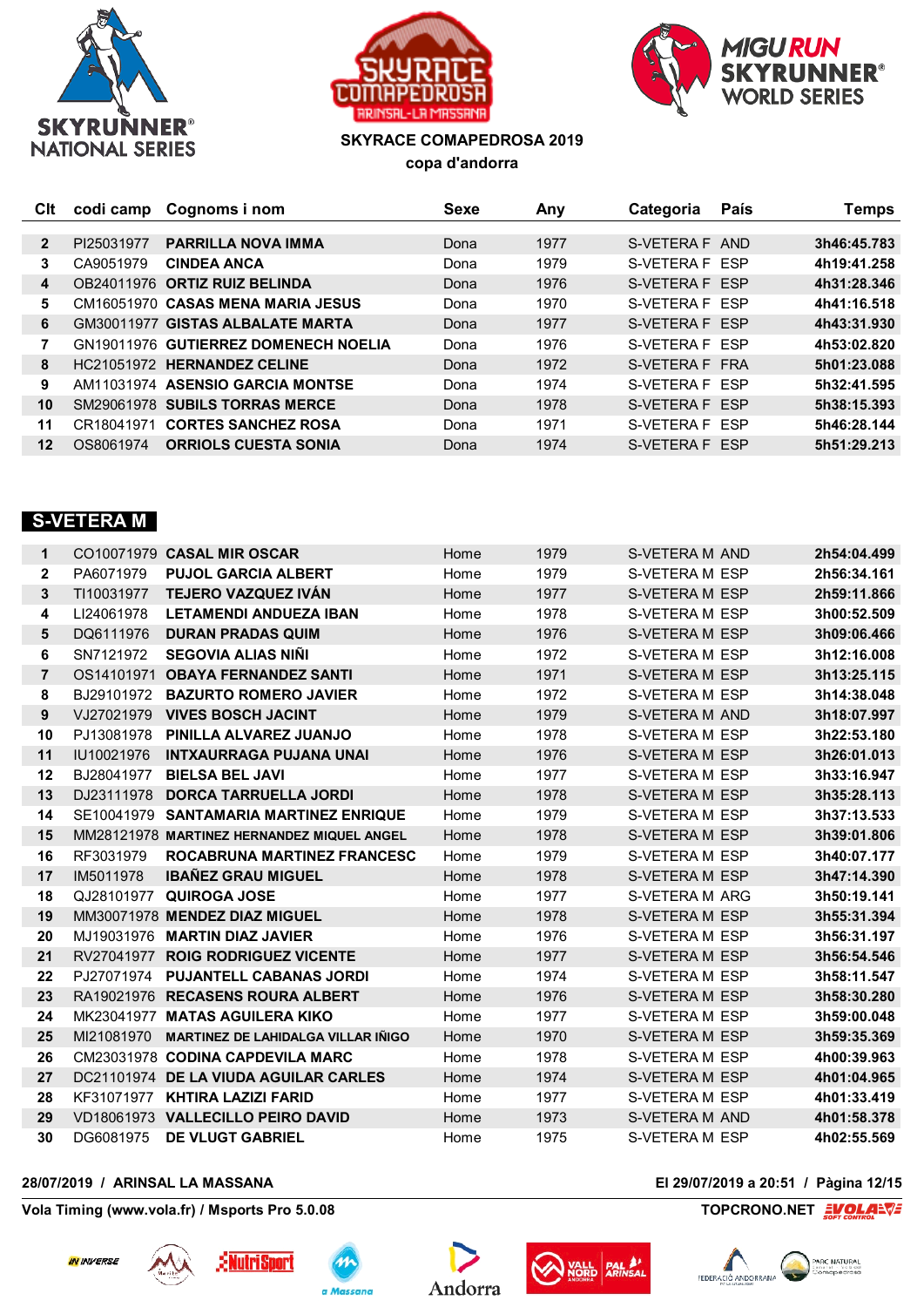**SKYRACE COMAPEDROSA 2019**

**copa d'andorra**

| Clt | codi camp | Cognoms i nom | Sexe | Any | Categoria | País | Temps |
|---|---|---|---|---|---|---|---|
| **2** | PI25031977 | **PARRILLA NOVA IMMA** | Dona | 1977 | S-VETERA F | AND | **3h46:45.783** |
| **3** | CA9051979 | **CINDEA ANCA** | Dona | 1979 | S-VETERA F | ESP | **4h19:41.258** |
| **4** | OB24011976 | **ORTIZ RUIZ BELINDA** | Dona | 1976 | S-VETERA F | ESP | **4h31:28.346** |
| **5** | CM16051970 | **CASAS MENA MARIA JESUS** | Dona | 1970 | S-VETERA F | ESP | **4h41:16.518** |
| **6** | GM30011977 | **GISTAS ALBALATE MARTA** | Dona | 1977 | S-VETERA F | ESP | **4h43:31.930** |
| **7** | GN19011976 | **GUTIERREZ DOMENECH NOELIA** | Dona | 1976 | S-VETERA F | ESP | **4h53:02.820** |
| **8** | HC21051972 | **HERNANDEZ CELINE** | Dona | 1972 | S-VETERA F | FRA | **5h01:23.088** |
| **9** | AM11031974 | **ASENSIO GARCIA MONTSE** | Dona | 1974 | S-VETERA F | ESP | **5h32:41.595** |
| **10** | SM29061978 | **SUBILS TORRAS MERCE** | Dona | 1978 | S-VETERA F | ESP | **5h38:15.393** |
| **11** | CR18041971 | **CORTES SANCHEZ ROSA** | Dona | 1971 | S-VETERA F | ESP | **5h46:28.144** |
| **12** | OS8061974 | **ORRIOLS CUESTA SONIA** | Dona | 1974 | S-VETERA F | ESP | **5h51:29.213** |

## S-VETERA M

| Clt | codi camp | Cognoms i nom | Sexe | Any | Categoria | País | Temps |
|---|---|---|---|---|---|---|---|
| **1** | CO10071979 | **CASAL MIR OSCAR** | Home | 1979 | S-VETERA M | AND | **2h54:04.499** |
| **2** | PA6071979 | **PUJOL GARCIA ALBERT** | Home | 1979 | S-VETERA M | ESP | **2h56:34.161** |
| **3** | TI10031977 | **TEJERO VAZQUEZ IVÁN** | Home | 1977 | S-VETERA M | ESP | **2h59:11.866** |
| **4** | LI24061978 | **LETAMENDI ANDUEZA IBAN** | Home | 1978 | S-VETERA M | ESP | **3h00:52.509** |
| **5** | DQ6111976 | **DURAN PRADAS QUIM** | Home | 1976 | S-VETERA M | ESP | **3h09:06.466** |
| **6** | SN7121972 | **SEGOVIA ALIAS NIÑI** | Home | 1972 | S-VETERA M | ESP | **3h12:16.008** |
| **7** | OS14101971 | **OBAYA FERNANDEZ SANTI** | Home | 1971 | S-VETERA M | ESP | **3h13:25.115** |
| **8** | BJ29101972 | **BAZURTO ROMERO JAVIER** | Home | 1972 | S-VETERA M | ESP | **3h14:38.048** |
| **9** | VJ27021979 | **VIVES BOSCH JACINT** | Home | 1979 | S-VETERA M | AND | **3h18:07.997** |
| **10** | PJ13081978 | **PINILLA ALVAREZ JUANJO** | Home | 1978 | S-VETERA M | ESP | **3h22:53.180** |
| **11** | IU10021976 | **INTXAURRAGA PUJANA UNAI** | Home | 1976 | S-VETERA M | ESP | **3h26:01.013** |
| **12** | BJ28041977 | **BIELSA BEL JAVI** | Home | 1977 | S-VETERA M | ESP | **3h33:16.947** |
| **13** | DJ23111978 | **DORCA TARRUELLA JORDI** | Home | 1978 | S-VETERA M | ESP | **3h35:28.113** |
| **14** | SE10041979 | **SANTAMARIA MARTINEZ ENRIQUE** | Home | 1979 | S-VETERA M | ESP | **3h37:13.533** |
| **15** | MM28121978 | **MARTINEZ HERNANDEZ MIQUEL ANGEL** | Home | 1978 | S-VETERA M | ESP | **3h39:01.806** |
| **16** | RF3031979 | **ROCABRUNA MARTINEZ FRANCESC** | Home | 1979 | S-VETERA M | ESP | **3h40:07.177** |
| **17** | IM5011978 | **IBAÑEZ GRAU MIGUEL** | Home | 1978 | S-VETERA M | ESP | **3h47:14.390** |
| **18** | QJ28101977 | **QUIROGA JOSE** | Home | 1977 | S-VETERA M | ARG | **3h50:19.141** |
| **19** | MM30071978 | **MENDEZ DIAZ MIGUEL** | Home | 1978 | S-VETERA M | ESP | **3h55:31.394** |
| **20** | MJ19031976 | **MARTIN DIAZ JAVIER** | Home | 1976 | S-VETERA M | ESP | **3h56:31.197** |
| **21** | RV27041977 | **ROIG RODRIGUEZ VICENTE** | Home | 1977 | S-VETERA M | ESP | **3h56:54.546** |
| **22** | PJ27071974 | **PUJANTELL CABANAS JORDI** | Home | 1974 | S-VETERA M | ESP | **3h58:11.547** |
| **23** | RA19021976 | **RECASENS ROURA ALBERT** | Home | 1976 | S-VETERA M | ESP | **3h58:30.280** |
| **24** | MK23041977 | **MATAS AGUILERA KIKO** | Home | 1977 | S-VETERA M | ESP | **3h59:00.048** |
| **25** | MI21081970 | **MARTINEZ DE LAHIDALGA VILLAR IÑIGO** | Home | 1970 | S-VETERA M | ESP | **3h59:35.369** |
| **26** | CM23031978 | **CODINA CAPDEVILA MARC** | Home | 1978 | S-VETERA M | ESP | **4h00:39.963** |
| **27** | DC21101974 | **DE LA VIUDA AGUILAR CARLES** | Home | 1974 | S-VETERA M | ESP | **4h01:04.965** |
| **28** | KF31071977 | **KHTIRA LAZIZI FARID** | Home | 1977 | S-VETERA M | ESP | **4h01:33.419** |
| **29** | VD18061973 | **VALLECILLO PEIRO DAVID** | Home | 1973 | S-VETERA M | AND | **4h01:58.378** |
| **30** | DG6081975 | **DE VLUGT GABRIEL** | Home | 1975 | S-VETERA M | ESP | **4h02:55.569** |

**28/07/2019 / ARINSAL LA MASSANA** — **El 29/07/2019 a 20:51**

**Vola Timing (www.vola.fr) / Msports Pro 5.0.08** — **TOPCRONO.NET**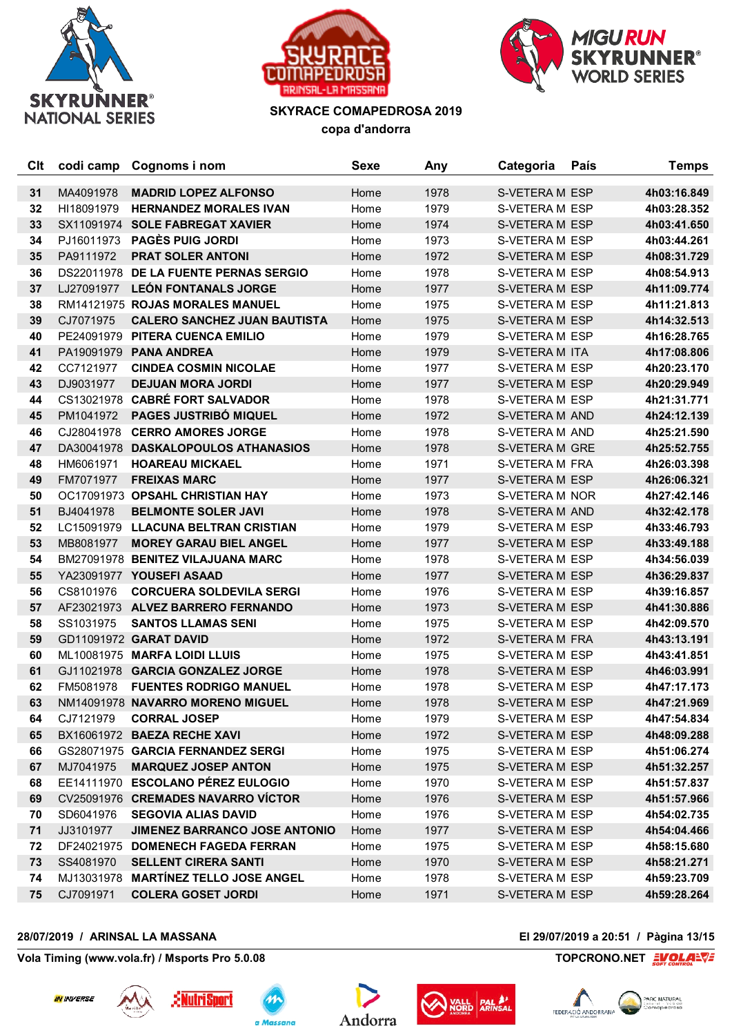# SKYRACE COMAPEDROSA 2019

## copa d'andorra

| Clt | codi camp | Cognoms i nom | Sexe | Any | Categoria | País | Temps |
|---|---|---|---|---|---|---|---|
| 31 | MA4091978 | **MADRID LOPEZ ALFONSO** | Home | 1978 | S-VETERA M | ESP | **4h03:16.849** |
| 32 | HI18091979 | **HERNANDEZ MORALES IVAN** | Home | 1979 | S-VETERA M | ESP | **4h03:28.352** |
| 33 | SX11091974 | **SOLE FABREGAT XAVIER** | Home | 1974 | S-VETERA M | ESP | **4h03:41.650** |
| 34 | PJ16011973 | **PAGÈS PUIG JORDI** | Home | 1973 | S-VETERA M | ESP | **4h03:44.261** |
| 35 | PA9111972 | **PRAT SOLER ANTONI** | Home | 1972 | S-VETERA M | ESP | **4h08:31.729** |
| 36 | DS22011978 | **DE LA FUENTE PERNAS SERGIO** | Home | 1978 | S-VETERA M | ESP | **4h08:54.913** |
| 37 | LJ27091977 | **LEÓN FONTANALS JORGE** | Home | 1977 | S-VETERA M | ESP | **4h11:09.774** |
| 38 | RM14121975 | **ROJAS MORALES MANUEL** | Home | 1975 | S-VETERA M | ESP | **4h11:21.813** |
| 39 | CJ7071975 | **CALERO SANCHEZ JUAN BAUTISTA** | Home | 1975 | S-VETERA M | ESP | **4h14:32.513** |
| 40 | PE24091979 | **PITERA CUENCA EMILIO** | Home | 1979 | S-VETERA M | ESP | **4h16:28.765** |
| 41 | PA19091979 | **PANA ANDREA** | Home | 1979 | S-VETERA M | ITA | **4h17:08.806** |
| 42 | CC7121977 | **CINDEA COSMIN NICOLAE** | Home | 1977 | S-VETERA M | ESP | **4h20:23.170** |
| 43 | DJ9031977 | **DEJUAN MORA JORDI** | Home | 1977 | S-VETERA M | ESP | **4h20:29.949** |
| 44 | CS13021978 | **CABRÉ FORT SALVADOR** | Home | 1978 | S-VETERA M | ESP | **4h21:31.771** |
| 45 | PM1041972 | **PAGES JUSTRIBÓ MIQUEL** | Home | 1972 | S-VETERA M | AND | **4h24:12.139** |
| 46 | CJ28041978 | **CERRO AMORES JORGE** | Home | 1978 | S-VETERA M | AND | **4h25:21.590** |
| 47 | DA30041978 | **DASKALOPOULOS ATHANASIOS** | Home | 1978 | S-VETERA M | GRE | **4h25:52.755** |
| 48 | HM6061971 | **HOAREAU MICKAEL** | Home | 1971 | S-VETERA M | FRA | **4h26:03.398** |
| 49 | FM7071977 | **FREIXAS MARC** | Home | 1977 | S-VETERA M | ESP | **4h26:06.321** |
| 50 | OC17091973 | **OPSAHL CHRISTIAN HAY** | Home | 1973 | S-VETERA M | NOR | **4h27:42.146** |
| 51 | BJ4041978 | **BELMONTE SOLER JAVI** | Home | 1978 | S-VETERA M | AND | **4h32:42.178** |
| 52 | LC15091979 | **LLACUNA BELTRAN CRISTIAN** | Home | 1979 | S-VETERA M | ESP | **4h33:46.793** |
| 53 | MB8081977 | **MOREY GARAU BIEL ANGEL** | Home | 1977 | S-VETERA M | ESP | **4h33:49.188** |
| 54 | BM27091978 | **BENITEZ VILAJUANA MARC** | Home | 1978 | S-VETERA M | ESP | **4h34:56.039** |
| 55 | YA23091977 | **YOUSEFI ASAAD** | Home | 1977 | S-VETERA M | ESP | **4h36:29.837** |
| 56 | CS8101976 | **CORCUERA SOLDEVILA SERGI** | Home | 1976 | S-VETERA M | ESP | **4h39:16.857** |
| 57 | AF23021973 | **ALVEZ BARRERO FERNANDO** | Home | 1973 | S-VETERA M | ESP | **4h41:30.886** |
| 58 | SS1031975 | **SANTOS LLAMAS SENI** | Home | 1975 | S-VETERA M | ESP | **4h42:09.570** |
| 59 | GD11091972 | **GARAT DAVID** | Home | 1972 | S-VETERA M | FRA | **4h43:13.191** |
| 60 | ML10081975 | **MARFA LOIDI LLUIS** | Home | 1975 | S-VETERA M | ESP | **4h43:41.851** |
| 61 | GJ11021978 | **GARCIA GONZALEZ JORGE** | Home | 1978 | S-VETERA M | ESP | **4h46:03.991** |
| 62 | FM5081978 | **FUENTES RODRIGO MANUEL** | Home | 1978 | S-VETERA M | ESP | **4h47:17.173** |
| 63 | NM14091978 | **NAVARRO MORENO MIGUEL** | Home | 1978 | S-VETERA M | ESP | **4h47:21.969** |
| 64 | CJ7121979 | **CORRAL JOSEP** | Home | 1979 | S-VETERA M | ESP | **4h47:54.834** |
| 65 | BX16061972 | **BAEZA RECHE XAVI** | Home | 1972 | S-VETERA M | ESP | **4h48:09.288** |
| 66 | GS28071975 | **GARCIA FERNANDEZ SERGI** | Home | 1975 | S-VETERA M | ESP | **4h51:06.274** |
| 67 | MJ7041975 | **MARQUEZ JOSEP ANTON** | Home | 1975 | S-VETERA M | ESP | **4h51:32.257** |
| 68 | EE14111970 | **ESCOLANO PÉREZ EULOGIO** | Home | 1970 | S-VETERA M | ESP | **4h51:57.837** |
| 69 | CV25091976 | **CREMADES NAVARRO VÍCTOR** | Home | 1976 | S-VETERA M | ESP | **4h51:57.966** |
| 70 | SD6041976 | **SEGOVIA ALIAS DAVID** | Home | 1976 | S-VETERA M | ESP | **4h54:02.735** |
| 71 | JJ3101977 | **JIMENEZ BARRANCO JOSE ANTONIO** | Home | 1977 | S-VETERA M | ESP | **4h54:04.466** |
| 72 | DF24021975 | **DOMENECH FAGEDA FERRAN** | Home | 1975 | S-VETERA M | ESP | **4h58:15.680** |
| 73 | SS4081970 | **SELLENT CIRERA SANTI** | Home | 1970 | S-VETERA M | ESP | **4h58:21.271** |
| 74 | MJ13031978 | **MARTÍNEZ TELLO JOSE ANGEL** | Home | 1978 | S-VETERA M | ESP | **4h59:23.709** |
| 75 | CJ7091971 | **COLERA GOSET JORDI** | Home | 1971 | S-VETERA M | ESP | **4h59:28.264** |

**28/07/2019 / ARINSAL LA MASSANA** — **El 29/07/2019 a 20:51**

**Vola Timing (www.vola.fr) / Msports Pro 5.0.08** — **TOPCRONO.NET**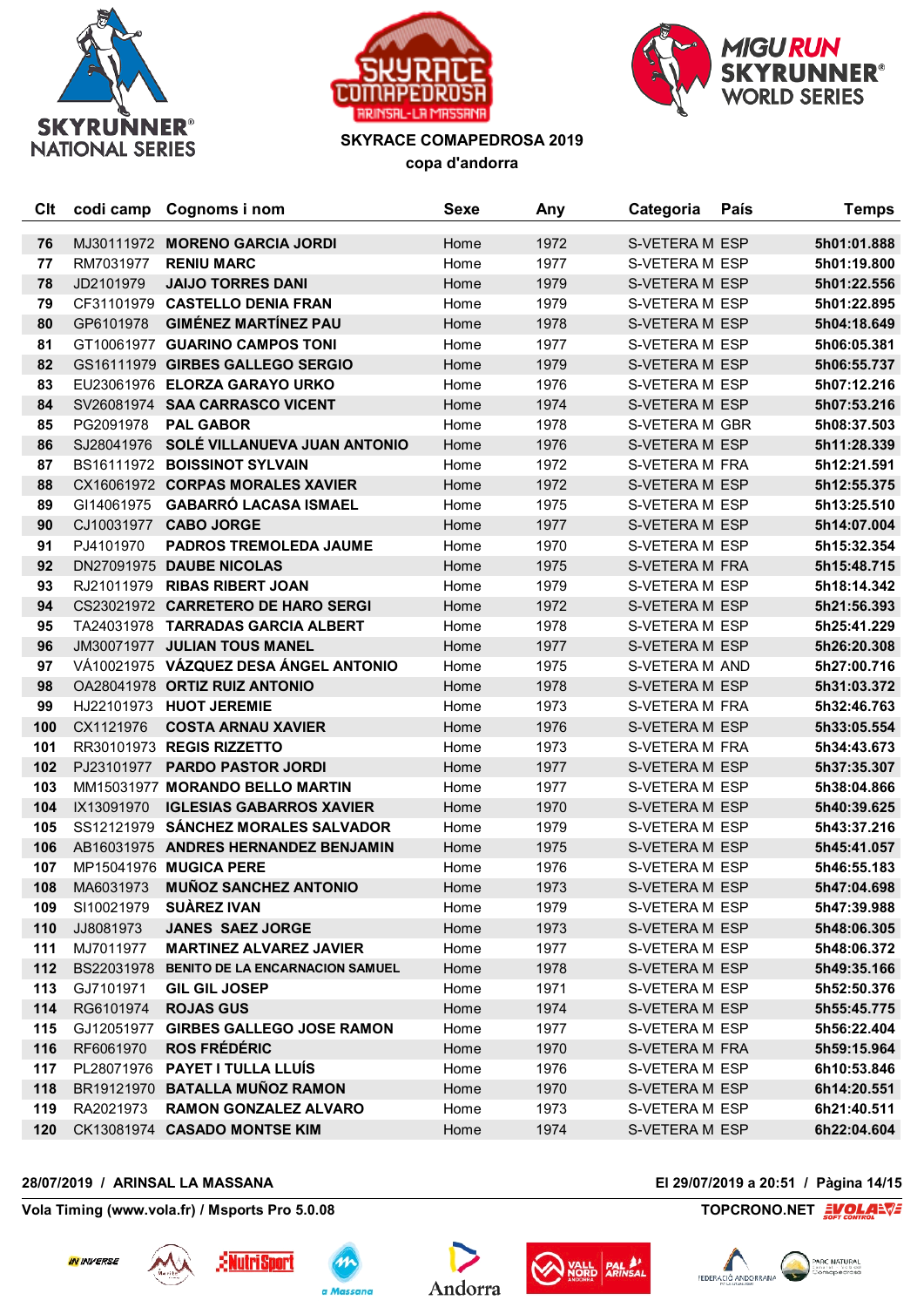SKYRUNNER® NATIONAL SERIES

SKYRACE COMAPEDROSA ARINSAL-LA MASSANA

MIGU RUN SKYRUNNER® WORLD SERIES

## SKYRACE COMAPEDROSA 2019

### copa d'andorra

| Clt | codi camp | Cognoms i nom | Sexe | Any | Categoria | País | Temps |
|---|---|---|---|---|---|---|---|
| 76 | MJ30111972 | **MORENO GARCIA JORDI** | Home | 1972 | S-VETERA M | ESP | **5h01:01.888** |
| 77 | RM7031977 | **RENIU MARC** | Home | 1977 | S-VETERA M | ESP | **5h01:19.800** |
| 78 | JD2101979 | **JAIJO TORRES DANI** | Home | 1979 | S-VETERA M | ESP | **5h01:22.556** |
| 79 | CF31101979 | **CASTELLO DENIA FRAN** | Home | 1979 | S-VETERA M | ESP | **5h01:22.895** |
| 80 | GP6101978 | **GIMÉNEZ MARTÍNEZ PAU** | Home | 1978 | S-VETERA M | ESP | **5h04:18.649** |
| 81 | GT10061977 | **GUARINO CAMPOS TONI** | Home | 1977 | S-VETERA M | ESP | **5h06:05.381** |
| 82 | GS16111979 | **GIRBES GALLEGO SERGIO** | Home | 1979 | S-VETERA M | ESP | **5h06:55.737** |
| 83 | EU23061976 | **ELORZA GARAYO URKO** | Home | 1976 | S-VETERA M | ESP | **5h07:12.216** |
| 84 | SV26081974 | **SAA CARRASCO VICENT** | Home | 1974 | S-VETERA M | ESP | **5h07:53.216** |
| 85 | PG2091978 | **PAL GABOR** | Home | 1978 | S-VETERA M | GBR | **5h08:37.503** |
| 86 | SJ28041976 | **SOLÉ VILLANUEVA JUAN ANTONIO** | Home | 1976 | S-VETERA M | ESP | **5h11:28.339** |
| 87 | BS16111972 | **BOISSINOT SYLVAIN** | Home | 1972 | S-VETERA M | FRA | **5h12:21.591** |
| 88 | CX16061972 | **CORPAS MORALES XAVIER** | Home | 1972 | S-VETERA M | ESP | **5h12:55.375** |
| 89 | GI14061975 | **GABARRÓ LACASA ISMAEL** | Home | 1975 | S-VETERA M | ESP | **5h13:25.510** |
| 90 | CJ10031977 | **CABO JORGE** | Home | 1977 | S-VETERA M | ESP | **5h14:07.004** |
| 91 | PJ4101970 | **PADROS TREMOLEDA JAUME** | Home | 1970 | S-VETERA M | ESP | **5h15:32.354** |
| 92 | DN27091975 | **DAUBE NICOLAS** | Home | 1975 | S-VETERA M | FRA | **5h15:48.715** |
| 93 | RJ21011979 | **RIBAS RIBERT JOAN** | Home | 1979 | S-VETERA M | ESP | **5h18:14.342** |
| 94 | CS23021972 | **CARRETERO DE HARO SERGI** | Home | 1972 | S-VETERA M | ESP | **5h21:56.393** |
| 95 | TA24031978 | **TARRADAS GARCIA ALBERT** | Home | 1978 | S-VETERA M | ESP | **5h25:41.229** |
| 96 | JM30071977 | **JULIAN TOUS MANEL** | Home | 1977 | S-VETERA M | ESP | **5h26:20.308** |
| 97 | VÁ10021975 | **VÁZQUEZ DESA ÁNGEL ANTONIO** | Home | 1975 | S-VETERA M | AND | **5h27:00.716** |
| 98 | OA28041978 | **ORTIZ RUIZ ANTONIO** | Home | 1978 | S-VETERA M | ESP | **5h31:03.372** |
| 99 | HJ22101973 | **HUOT JEREMIE** | Home | 1973 | S-VETERA M | FRA | **5h32:46.763** |
| 100 | CX1121976 | **COSTA ARNAU XAVIER** | Home | 1976 | S-VETERA M | ESP | **5h33:05.554** |
| 101 | RR30101973 | **REGIS RIZZETTO** | Home | 1973 | S-VETERA M | FRA | **5h34:43.673** |
| 102 | PJ23101977 | **PARDO PASTOR JORDI** | Home | 1977 | S-VETERA M | ESP | **5h37:35.307** |
| 103 | MM15031977 | **MORANDO BELLO MARTIN** | Home | 1977 | S-VETERA M | ESP | **5h38:04.866** |
| 104 | IX13091970 | **IGLESIAS GABARROS XAVIER** | Home | 1970 | S-VETERA M | ESP | **5h40:39.625** |
| 105 | SS12121979 | **SÁNCHEZ MORALES SALVADOR** | Home | 1979 | S-VETERA M | ESP | **5h43:37.216** |
| 106 | AB16031975 | **ANDRES HERNANDEZ BENJAMIN** | Home | 1975 | S-VETERA M | ESP | **5h45:41.057** |
| 107 | MP15041976 | **MUGICA PERE** | Home | 1976 | S-VETERA M | ESP | **5h46:55.183** |
| 108 | MA6031973 | **MUÑOZ SANCHEZ ANTONIO** | Home | 1973 | S-VETERA M | ESP | **5h47:04.698** |
| 109 | SI10021979 | **SUÀREZ IVAN** | Home | 1979 | S-VETERA M | ESP | **5h47:39.988** |
| 110 | JJ8081973 | **JANES SAEZ JORGE** | Home | 1973 | S-VETERA M | ESP | **5h48:06.305** |
| 111 | MJ7011977 | **MARTINEZ ALVAREZ JAVIER** | Home | 1977 | S-VETERA M | ESP | **5h48:06.372** |
| 112 | BS22031978 | **BENITO DE LA ENCARNACION SAMUEL** | Home | 1978 | S-VETERA M | ESP | **5h49:35.166** |
| 113 | GJ7101971 | **GIL GIL JOSEP** | Home | 1971 | S-VETERA M | ESP | **5h52:50.376** |
| 114 | RG6101974 | **ROJAS GUS** | Home | 1974 | S-VETERA M | ESP | **5h55:45.775** |
| 115 | GJ12051977 | **GIRBES GALLEGO JOSE RAMON** | Home | 1977 | S-VETERA M | ESP | **5h56:22.404** |
| 116 | RF6061970 | **ROS FRÉDÉRIC** | Home | 1970 | S-VETERA M | FRA | **5h59:15.964** |
| 117 | PL28071976 | **PAYET I TULLA LLUÍS** | Home | 1976 | S-VETERA M | ESP | **6h10:53.846** |
| 118 | BR19121970 | **BATALLA MUÑOZ RAMON** | Home | 1970 | S-VETERA M | ESP | **6h14:20.551** |
| 119 | RA2021973 | **RAMON GONZALEZ ALVARO** | Home | 1973 | S-VETERA M | ESP | **6h21:40.511** |
| 120 | CK13081974 | **CASADO MONTSE KIM** | Home | 1974 | S-VETERA M | ESP | **6h22:04.604** |

**28/07/2019 / ARINSAL LA MASSANA** — **El 29/07/2019 a 20:51**

**Vola Timing (www.vola.fr) / Msports Pro 5.0.08** — **TOPCRONO.NET**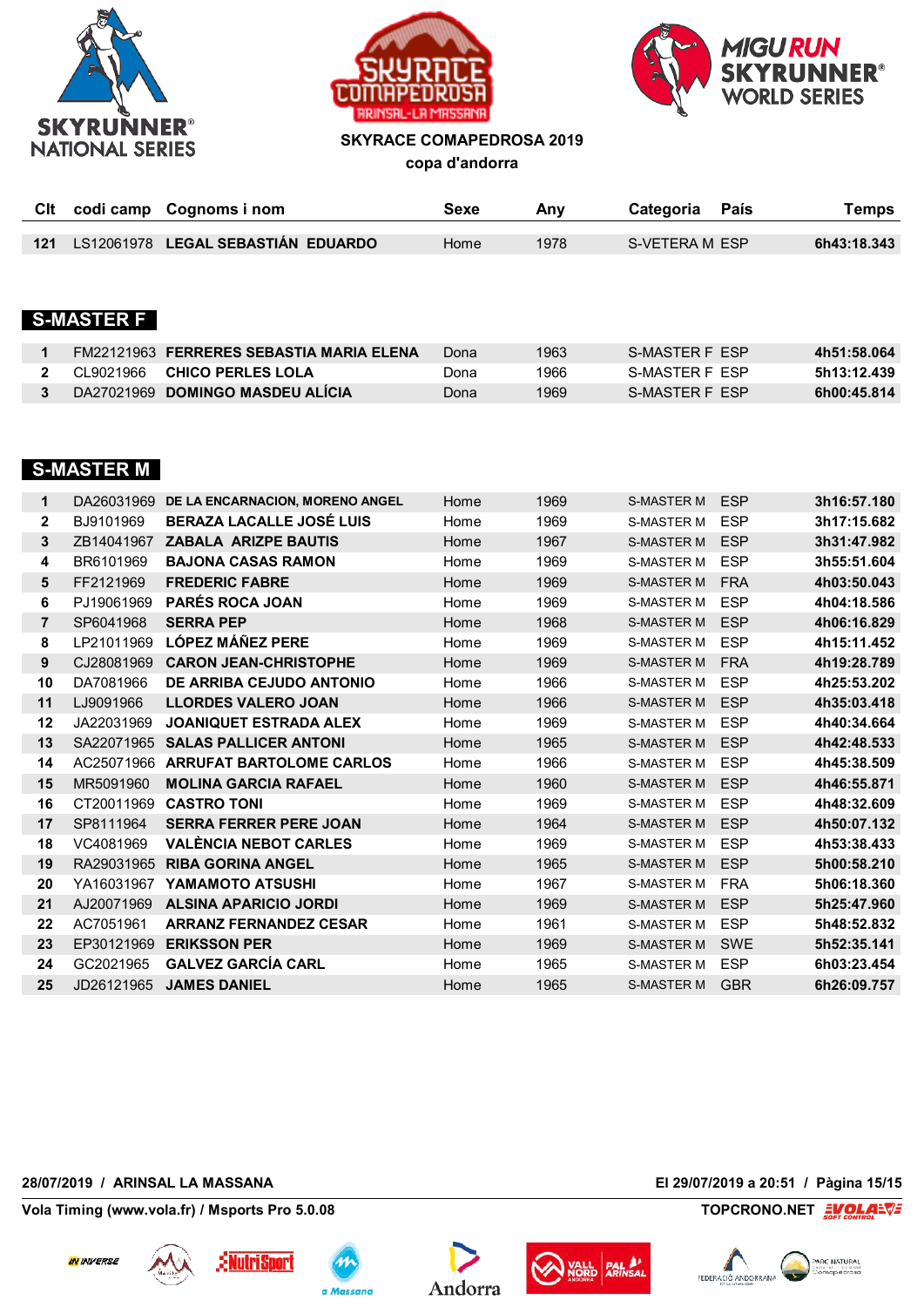SKYRACE COMAPEDROSA 2019

copa d'andorra

| Clt | codi camp | Cognoms i nom | Sexe | Any | Categoria | País | Temps |
|---|---|---|---|---|---|---|---|
| 121 | LS12061978 | **LEGAL SEBASTIÁN EDUARDO** | Home | 1978 | S-VETERA M | ESP | **6h43:18.343** |

## S-MASTER F

| Clt | codi camp | Cognoms i nom | Sexe | Any | Categoria | País | Temps |
|---|---|---|---|---|---|---|---|
| 1 | FM22121963 | **FERRERES SEBASTIA MARIA ELENA** | Dona | 1963 | S-MASTER F | ESP | **4h51:58.064** |
| 2 | CL9021966 | **CHICO PERLES LOLA** | Dona | 1966 | S-MASTER F | ESP | **5h13:12.439** |
| 3 | DA27021969 | **DOMINGO MASDEU ALÍCIA** | Dona | 1969 | S-MASTER F | ESP | **6h00:45.814** |

## S-MASTER M

| Clt | codi camp | Cognoms i nom | Sexe | Any | Categoria | País | Temps |
|---|---|---|---|---|---|---|---|
| 1 | DA26031969 | **DE LA ENCARNACION, MORENO ANGEL** | Home | 1969 | S-MASTER M | ESP | **3h16:57.180** |
| 2 | BJ9101969 | **BERAZA LACALLE JOSÉ LUIS** | Home | 1969 | S-MASTER M | ESP | **3h17:15.682** |
| 3 | ZB14041967 | **ZABALA ARIZPE BAUTIS** | Home | 1967 | S-MASTER M | ESP | **3h31:47.982** |
| 4 | BR6101969 | **BAJONA CASAS RAMON** | Home | 1969 | S-MASTER M | ESP | **3h55:51.604** |
| 5 | FF2121969 | **FREDERIC FABRE** | Home | 1969 | S-MASTER M | FRA | **4h03:50.043** |
| 6 | PJ19061969 | **PARÉS ROCA JOAN** | Home | 1969 | S-MASTER M | ESP | **4h04:18.586** |
| 7 | SP6041968 | **SERRA PEP** | Home | 1968 | S-MASTER M | ESP | **4h06:16.829** |
| 8 | LP21011969 | **LÓPEZ MÁÑEZ PERE** | Home | 1969 | S-MASTER M | ESP | **4h15:11.452** |
| 9 | CJ28081969 | **CARON JEAN-CHRISTOPHE** | Home | 1969 | S-MASTER M | FRA | **4h19:28.789** |
| 10 | DA7081966 | **DE ARRIBA CEJUDO ANTONIO** | Home | 1966 | S-MASTER M | ESP | **4h25:53.202** |
| 11 | LJ9091966 | **LLORDES VALERO JOAN** | Home | 1966 | S-MASTER M | ESP | **4h35:03.418** |
| 12 | JA22031969 | **JOANIQUET ESTRADA ALEX** | Home | 1969 | S-MASTER M | ESP | **4h40:34.664** |
| 13 | SA22071965 | **SALAS PALLICER ANTONI** | Home | 1965 | S-MASTER M | ESP | **4h42:48.533** |
| 14 | AC25071966 | **ARRUFAT BARTOLOME CARLOS** | Home | 1966 | S-MASTER M | ESP | **4h45:38.509** |
| 15 | MR5091960 | **MOLINA GARCIA RAFAEL** | Home | 1960 | S-MASTER M | ESP | **4h46:55.871** |
| 16 | CT20011969 | **CASTRO TONI** | Home | 1969 | S-MASTER M | ESP | **4h48:32.609** |
| 17 | SP8111964 | **SERRA FERRER PERE JOAN** | Home | 1964 | S-MASTER M | ESP | **4h50:07.132** |
| 18 | VC4081969 | **VALÈNCIA NEBOT CARLES** | Home | 1969 | S-MASTER M | ESP | **4h53:38.433** |
| 19 | RA29031965 | **RIBA GORINA ANGEL** | Home | 1965 | S-MASTER M | ESP | **5h00:58.210** |
| 20 | YA16031967 | **YAMAMOTO ATSUSHI** | Home | 1967 | S-MASTER M | FRA | **5h06:18.360** |
| 21 | AJ20071969 | **ALSINA APARICIO JORDI** | Home | 1969 | S-MASTER M | ESP | **5h25:47.960** |
| 22 | AC7051961 | **ARRANZ FERNANDEZ CESAR** | Home | 1961 | S-MASTER M | ESP | **5h48:52.832** |
| 23 | EP30121969 | **ERIKSSON PER** | Home | 1969 | S-MASTER M | SWE | **5h52:35.141** |
| 24 | GC2021965 | **GALVEZ GARCÍA CARL** | Home | 1965 | S-MASTER M | ESP | **6h03:23.454** |
| 25 | JD26121965 | **JAMES DANIEL** | Home | 1965 | S-MASTER M | GBR | **6h26:09.757** |

**28/07/2019 / ARINSAL LA MASSANA** — **El 29/07/2019 a 20:51**

**Vola Timing (www.vola.fr) / Msports Pro 5.0.08** — **TOPCRONO.NET**